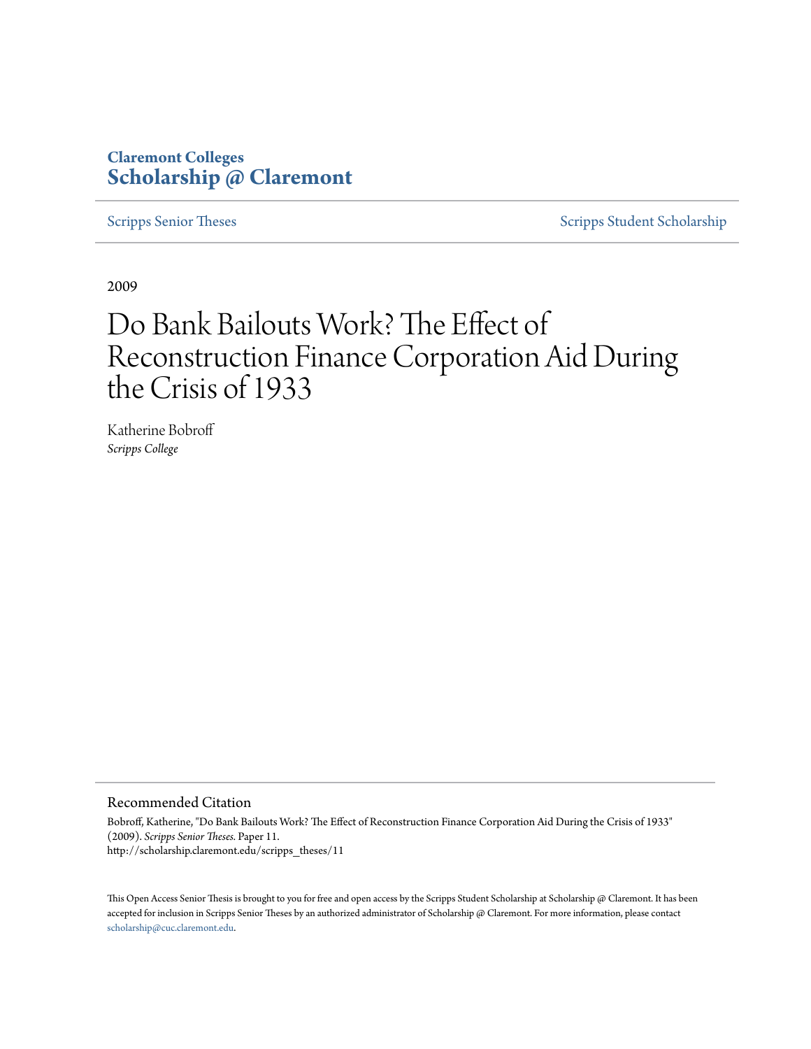**Claremont Colleges**
**Scholarship @ Claremont**

Scripps Senior Theses | Scripps Student Scholarship

2009

# Do Bank Bailouts Work? The Effect of Reconstruction Finance Corporation Aid During the Crisis of 1933

Katherine Bobroff
*Scripps College*

## Recommended Citation

Bobroff, Katherine, "Do Bank Bailouts Work? The Effect of Reconstruction Finance Corporation Aid During the Crisis of 1933" (2009). *Scripps Senior Theses*. Paper 11.
http://scholarship.claremont.edu/scripps_theses/11

This Open Access Senior Thesis is brought to you for free and open access by the Scripps Student Scholarship at Scholarship @ Claremont. It has been accepted for inclusion in Scripps Senior Theses by an authorized administrator of Scholarship @ Claremont. For more information, please contact scholarship@cuc.claremont.edu.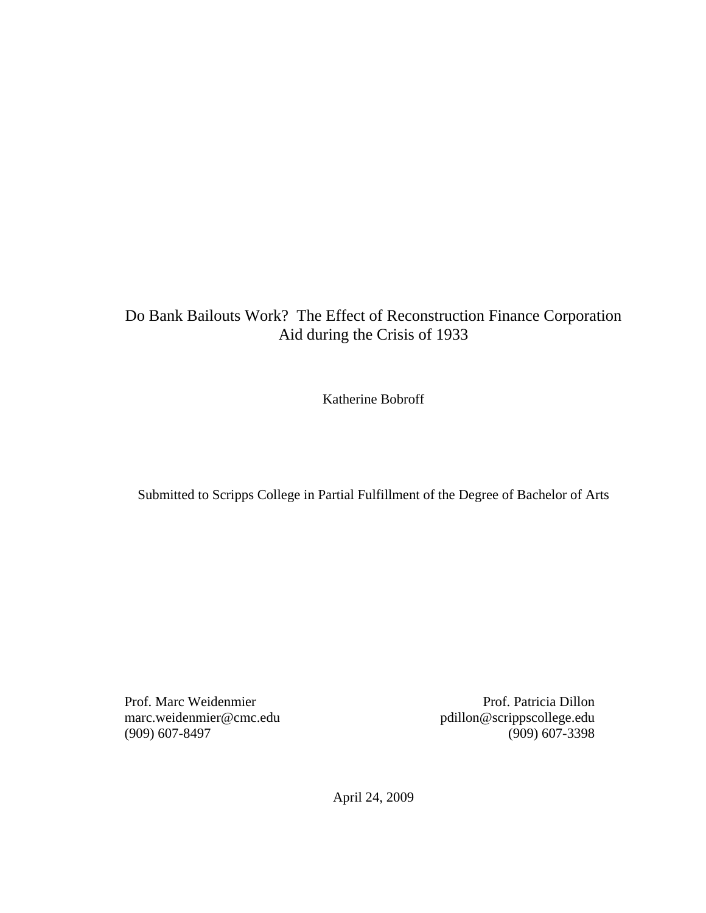# Do Bank Bailouts Work? The Effect of Reconstruction Finance Corporation Aid during the Crisis of 1933

Katherine Bobroff

Submitted to Scripps College in Partial Fulfillment of the Degree of Bachelor of Arts

Prof. Marc Weidenmier
marc.weidenmier@cmc.edu
(909) 607-8497

Prof. Patricia Dillon
pdillon@scrippscollege.edu
(909) 607-3398

April 24, 2009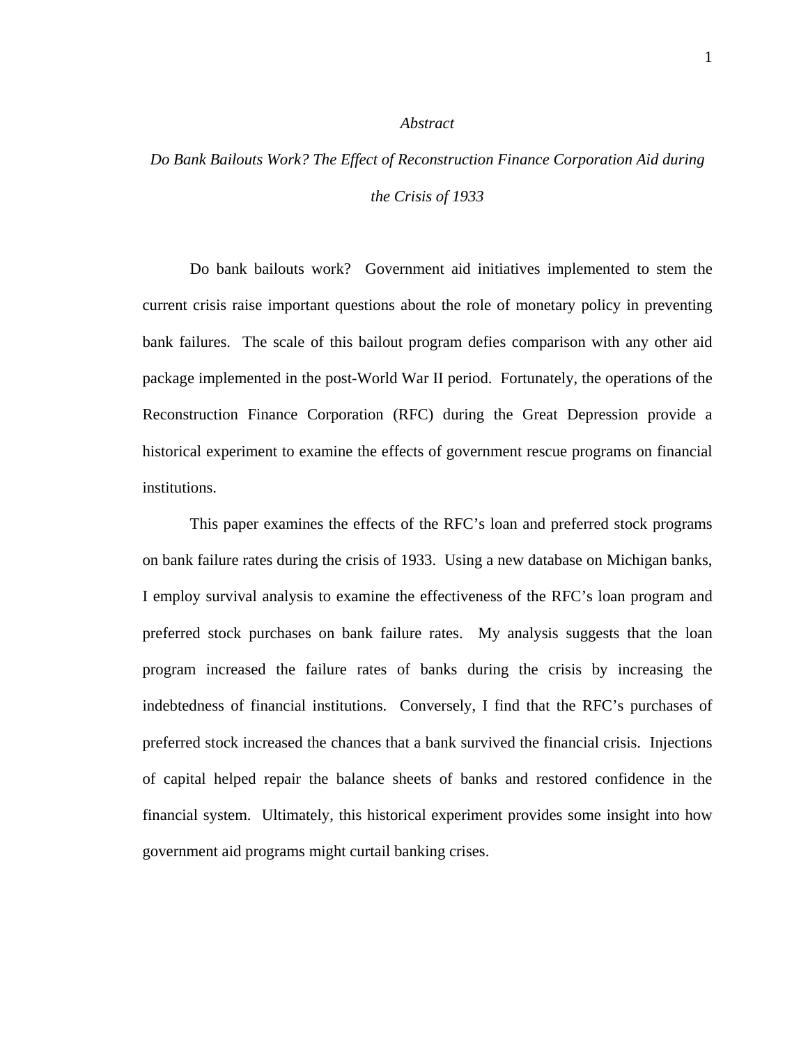*Abstract*

*Do Bank Bailouts Work? The Effect of Reconstruction Finance Corporation Aid during the Crisis of 1933*

Do bank bailouts work? Government aid initiatives implemented to stem the current crisis raise important questions about the role of monetary policy in preventing bank failures. The scale of this bailout program defies comparison with any other aid package implemented in the post-World War II period. Fortunately, the operations of the Reconstruction Finance Corporation (RFC) during the Great Depression provide a historical experiment to examine the effects of government rescue programs on financial institutions.

This paper examines the effects of the RFC's loan and preferred stock programs on bank failure rates during the crisis of 1933. Using a new database on Michigan banks, I employ survival analysis to examine the effectiveness of the RFC's loan program and preferred stock purchases on bank failure rates. My analysis suggests that the loan program increased the failure rates of banks during the crisis by increasing the indebtedness of financial institutions. Conversely, I find that the RFC's purchases of preferred stock increased the chances that a bank survived the financial crisis. Injections of capital helped repair the balance sheets of banks and restored confidence in the financial system. Ultimately, this historical experiment provides some insight into how government aid programs might curtail banking crises.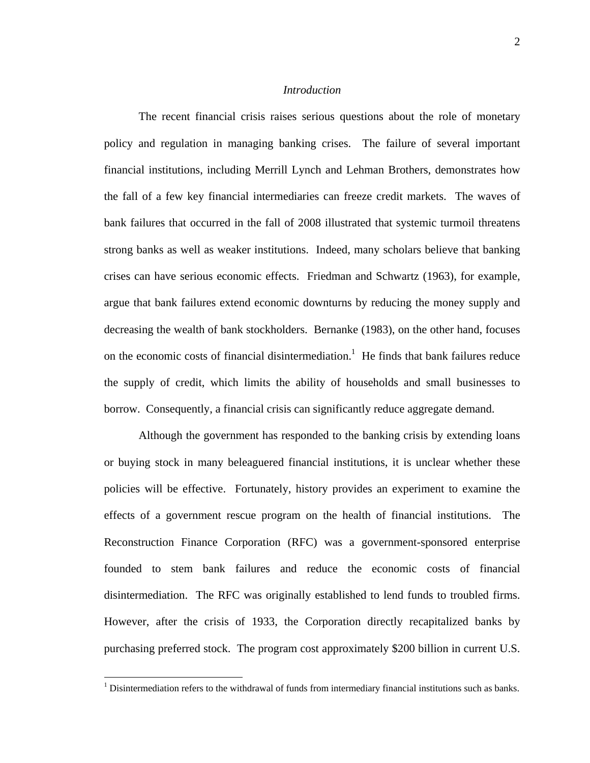## *Introduction*

The recent financial crisis raises serious questions about the role of monetary policy and regulation in managing banking crises. The failure of several important financial institutions, including Merrill Lynch and Lehman Brothers, demonstrates how the fall of a few key financial intermediaries can freeze credit markets. The waves of bank failures that occurred in the fall of 2008 illustrated that systemic turmoil threatens strong banks as well as weaker institutions. Indeed, many scholars believe that banking crises can have serious economic effects. Friedman and Schwartz (1963), for example, argue that bank failures extend economic downturns by reducing the money supply and decreasing the wealth of bank stockholders. Bernanke (1983), on the other hand, focuses on the economic costs of financial disintermediation.[1] He finds that bank failures reduce the supply of credit, which limits the ability of households and small businesses to borrow. Consequently, a financial crisis can significantly reduce aggregate demand.

Although the government has responded to the banking crisis by extending loans or buying stock in many beleaguered financial institutions, it is unclear whether these policies will be effective. Fortunately, history provides an experiment to examine the effects of a government rescue program on the health of financial institutions. The Reconstruction Finance Corporation (RFC) was a government-sponsored enterprise founded to stem bank failures and reduce the economic costs of financial disintermediation. The RFC was originally established to lend funds to troubled firms. However, after the crisis of 1933, the Corporation directly recapitalized banks by purchasing preferred stock. The program cost approximately $200 billion in current U.S.

[1] Disintermediation refers to the withdrawal of funds from intermediary financial institutions such as banks.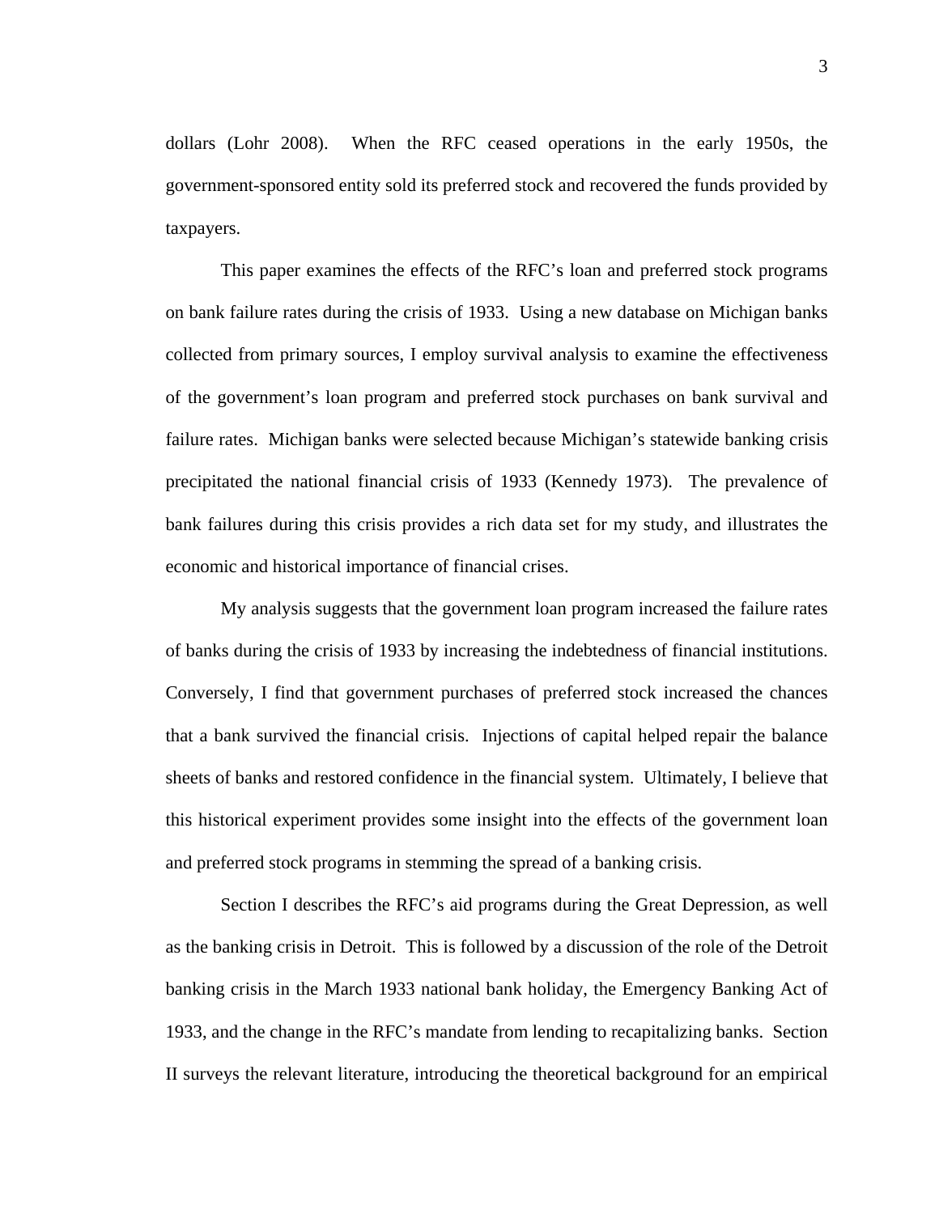dollars (Lohr 2008). When the RFC ceased operations in the early 1950s, the government-sponsored entity sold its preferred stock and recovered the funds provided by taxpayers.

This paper examines the effects of the RFC's loan and preferred stock programs on bank failure rates during the crisis of 1933. Using a new database on Michigan banks collected from primary sources, I employ survival analysis to examine the effectiveness of the government's loan program and preferred stock purchases on bank survival and failure rates. Michigan banks were selected because Michigan's statewide banking crisis precipitated the national financial crisis of 1933 (Kennedy 1973). The prevalence of bank failures during this crisis provides a rich data set for my study, and illustrates the economic and historical importance of financial crises.

My analysis suggests that the government loan program increased the failure rates of banks during the crisis of 1933 by increasing the indebtedness of financial institutions. Conversely, I find that government purchases of preferred stock increased the chances that a bank survived the financial crisis. Injections of capital helped repair the balance sheets of banks and restored confidence in the financial system. Ultimately, I believe that this historical experiment provides some insight into the effects of the government loan and preferred stock programs in stemming the spread of a banking crisis.

Section I describes the RFC's aid programs during the Great Depression, as well as the banking crisis in Detroit. This is followed by a discussion of the role of the Detroit banking crisis in the March 1933 national bank holiday, the Emergency Banking Act of 1933, and the change in the RFC's mandate from lending to recapitalizing banks. Section II surveys the relevant literature, introducing the theoretical background for an empirical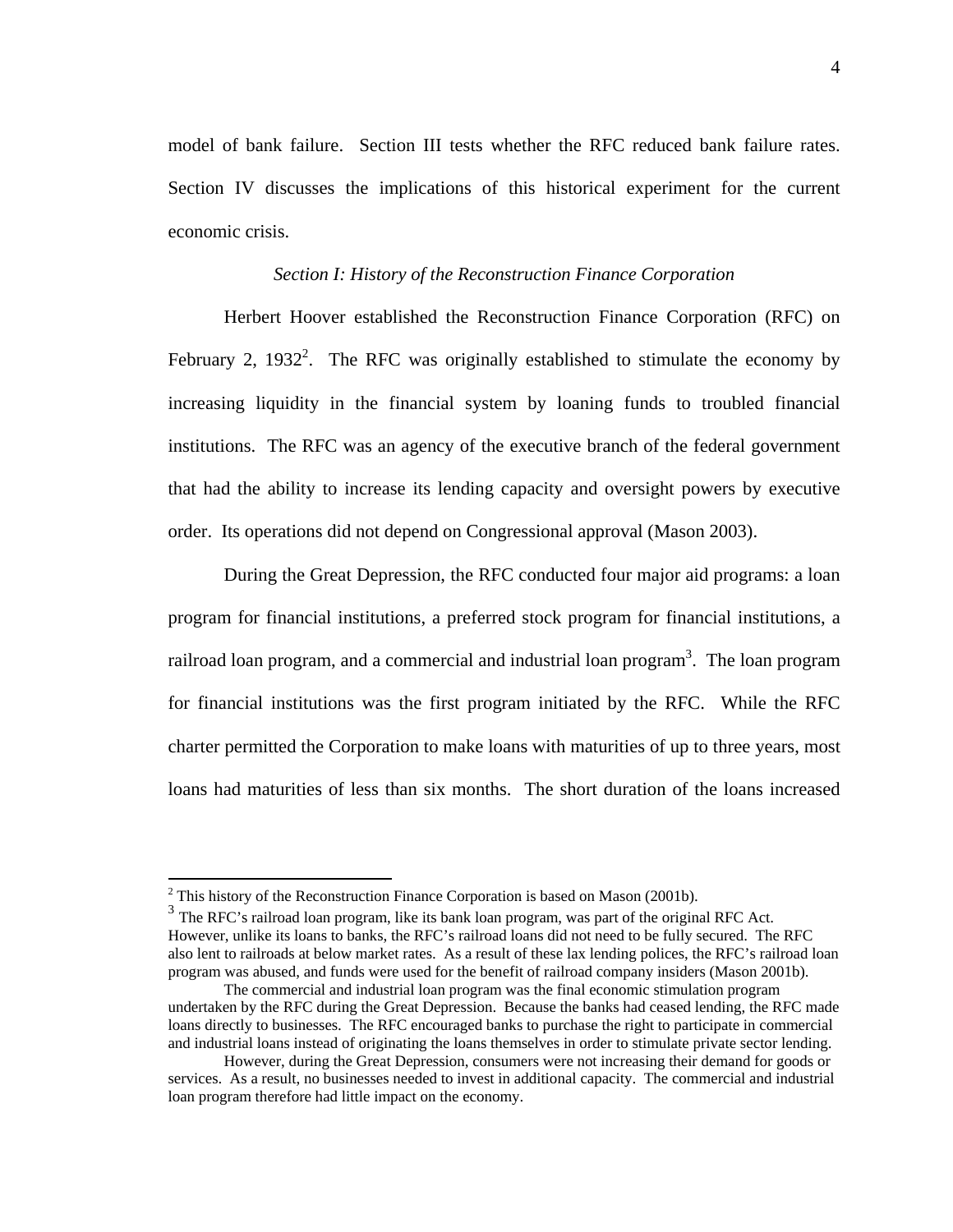model of bank failure. Section III tests whether the RFC reduced bank failure rates. Section IV discusses the implications of this historical experiment for the current economic crisis.

*Section I: History of the Reconstruction Finance Corporation*

Herbert Hoover established the Reconstruction Finance Corporation (RFC) on February 2, 1932[2]. The RFC was originally established to stimulate the economy by increasing liquidity in the financial system by loaning funds to troubled financial institutions. The RFC was an agency of the executive branch of the federal government that had the ability to increase its lending capacity and oversight powers by executive order. Its operations did not depend on Congressional approval (Mason 2003).

During the Great Depression, the RFC conducted four major aid programs: a loan program for financial institutions, a preferred stock program for financial institutions, a railroad loan program, and a commercial and industrial loan program[3]. The loan program for financial institutions was the first program initiated by the RFC. While the RFC charter permitted the Corporation to make loans with maturities of up to three years, most loans had maturities of less than six months. The short duration of the loans increased

---

[2] This history of the Reconstruction Finance Corporation is based on Mason (2001b).

[3] The RFC's railroad loan program, like its bank loan program, was part of the original RFC Act. However, unlike its loans to banks, the RFC's railroad loans did not need to be fully secured. The RFC also lent to railroads at below market rates. As a result of these lax lending polices, the RFC's railroad loan program was abused, and funds were used for the benefit of railroad company insiders (Mason 2001b).

The commercial and industrial loan program was the final economic stimulation program undertaken by the RFC during the Great Depression. Because the banks had ceased lending, the RFC made loans directly to businesses. The RFC encouraged banks to purchase the right to participate in commercial and industrial loans instead of originating the loans themselves in order to stimulate private sector lending.

However, during the Great Depression, consumers were not increasing their demand for goods or services. As a result, no businesses needed to invest in additional capacity. The commercial and industrial loan program therefore had little impact on the economy.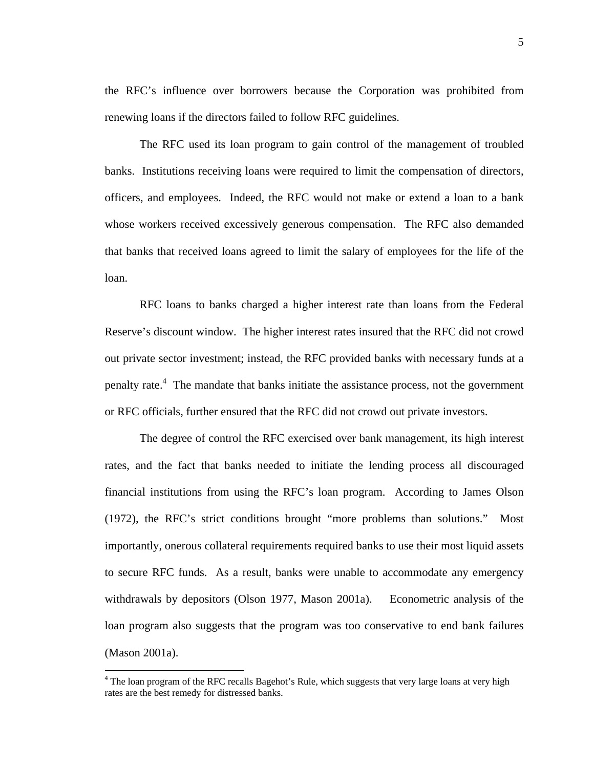the RFC's influence over borrowers because the Corporation was prohibited from renewing loans if the directors failed to follow RFC guidelines.

The RFC used its loan program to gain control of the management of troubled banks. Institutions receiving loans were required to limit the compensation of directors, officers, and employees. Indeed, the RFC would not make or extend a loan to a bank whose workers received excessively generous compensation. The RFC also demanded that banks that received loans agreed to limit the salary of employees for the life of the loan.

RFC loans to banks charged a higher interest rate than loans from the Federal Reserve's discount window. The higher interest rates insured that the RFC did not crowd out private sector investment; instead, the RFC provided banks with necessary funds at a penalty rate.[4] The mandate that banks initiate the assistance process, not the government or RFC officials, further ensured that the RFC did not crowd out private investors.

The degree of control the RFC exercised over bank management, its high interest rates, and the fact that banks needed to initiate the lending process all discouraged financial institutions from using the RFC's loan program. According to James Olson (1972), the RFC's strict conditions brought "more problems than solutions." Most importantly, onerous collateral requirements required banks to use their most liquid assets to secure RFC funds. As a result, banks were unable to accommodate any emergency withdrawals by depositors (Olson 1977, Mason 2001a). Econometric analysis of the loan program also suggests that the program was too conservative to end bank failures (Mason 2001a).

---

[4] The loan program of the RFC recalls Bagehot's Rule, which suggests that very large loans at very high rates are the best remedy for distressed banks.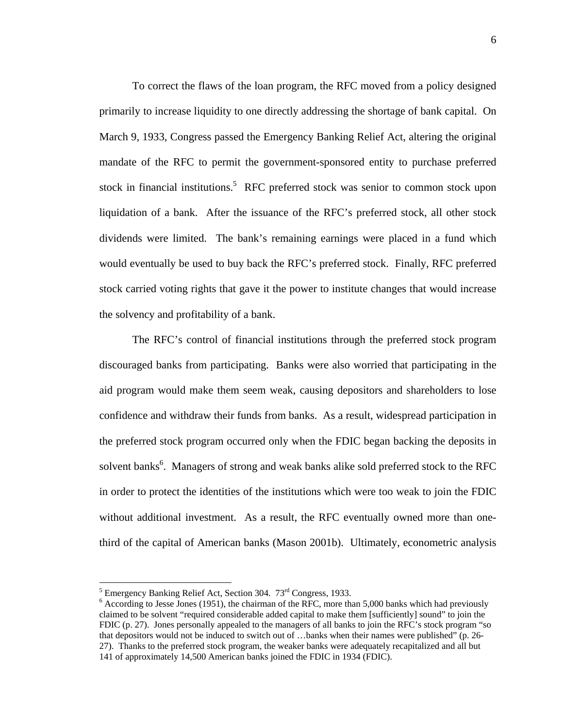To correct the flaws of the loan program, the RFC moved from a policy designed primarily to increase liquidity to one directly addressing the shortage of bank capital. On March 9, 1933, Congress passed the Emergency Banking Relief Act, altering the original mandate of the RFC to permit the government-sponsored entity to purchase preferred stock in financial institutions.[5] RFC preferred stock was senior to common stock upon liquidation of a bank. After the issuance of the RFC's preferred stock, all other stock dividends were limited. The bank's remaining earnings were placed in a fund which would eventually be used to buy back the RFC's preferred stock. Finally, RFC preferred stock carried voting rights that gave it the power to institute changes that would increase the solvency and profitability of a bank.

The RFC's control of financial institutions through the preferred stock program discouraged banks from participating. Banks were also worried that participating in the aid program would make them seem weak, causing depositors and shareholders to lose confidence and withdraw their funds from banks. As a result, widespread participation in the preferred stock program occurred only when the FDIC began backing the deposits in solvent banks[6]. Managers of strong and weak banks alike sold preferred stock to the RFC in order to protect the identities of the institutions which were too weak to join the FDIC without additional investment. As a result, the RFC eventually owned more than one-third of the capital of American banks (Mason 2001b). Ultimately, econometric analysis

---

[5] Emergency Banking Relief Act, Section 304. 73rd Congress, 1933.

[6] According to Jesse Jones (1951), the chairman of the RFC, more than 5,000 banks which had previously claimed to be solvent "required considerable added capital to make them [sufficiently] sound" to join the FDIC (p. 27). Jones personally appealed to the managers of all banks to join the RFC's stock program "so that depositors would not be induced to switch out of …banks when their names were published" (p. 26-27). Thanks to the preferred stock program, the weaker banks were adequately recapitalized and all but 141 of approximately 14,500 American banks joined the FDIC in 1934 (FDIC).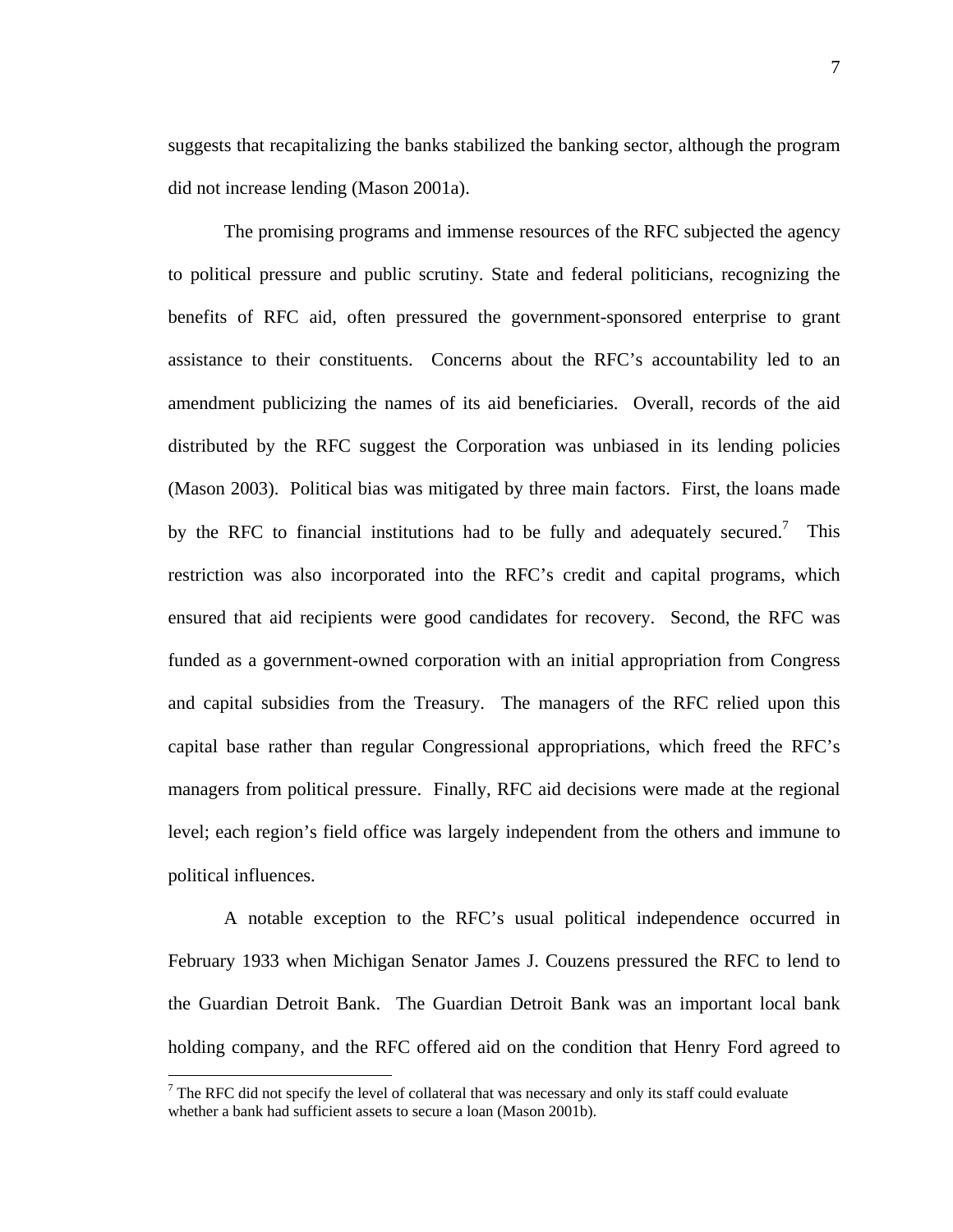suggests that recapitalizing the banks stabilized the banking sector, although the program did not increase lending (Mason 2001a).

The promising programs and immense resources of the RFC subjected the agency to political pressure and public scrutiny. State and federal politicians, recognizing the benefits of RFC aid, often pressured the government-sponsored enterprise to grant assistance to their constituents. Concerns about the RFC's accountability led to an amendment publicizing the names of its aid beneficiaries. Overall, records of the aid distributed by the RFC suggest the Corporation was unbiased in its lending policies (Mason 2003). Political bias was mitigated by three main factors. First, the loans made by the RFC to financial institutions had to be fully and adequately secured.[7] This restriction was also incorporated into the RFC's credit and capital programs, which ensured that aid recipients were good candidates for recovery. Second, the RFC was funded as a government-owned corporation with an initial appropriation from Congress and capital subsidies from the Treasury. The managers of the RFC relied upon this capital base rather than regular Congressional appropriations, which freed the RFC's managers from political pressure. Finally, RFC aid decisions were made at the regional level; each region's field office was largely independent from the others and immune to political influences.

A notable exception to the RFC's usual political independence occurred in February 1933 when Michigan Senator James J. Couzens pressured the RFC to lend to the Guardian Detroit Bank. The Guardian Detroit Bank was an important local bank holding company, and the RFC offered aid on the condition that Henry Ford agreed to

[7] The RFC did not specify the level of collateral that was necessary and only its staff could evaluate whether a bank had sufficient assets to secure a loan (Mason 2001b).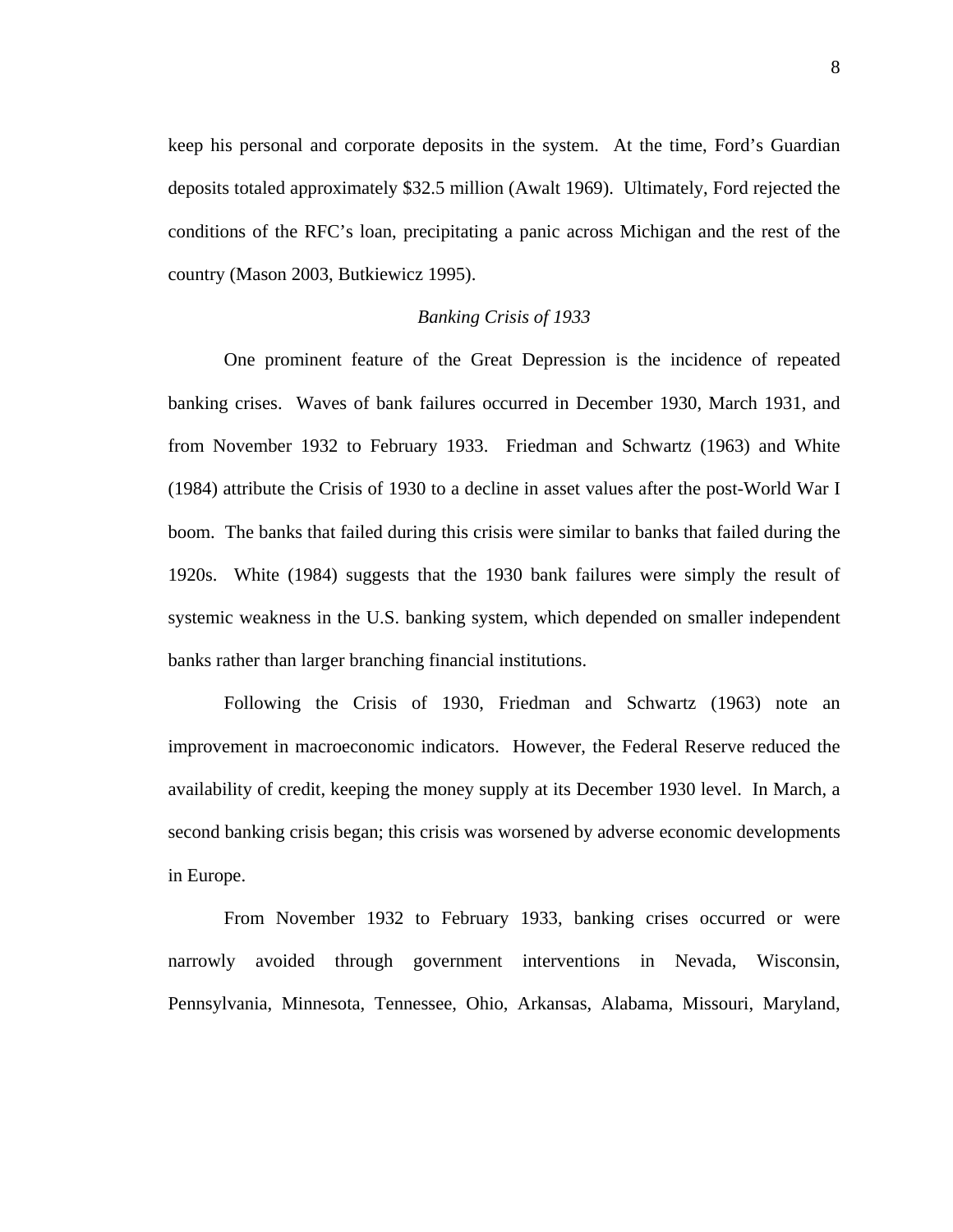keep his personal and corporate deposits in the system. At the time, Ford's Guardian deposits totaled approximately $32.5 million (Awalt 1969). Ultimately, Ford rejected the conditions of the RFC's loan, precipitating a panic across Michigan and the rest of the country (Mason 2003, Butkiewicz 1995).

### *Banking Crisis of 1933*

One prominent feature of the Great Depression is the incidence of repeated banking crises. Waves of bank failures occurred in December 1930, March 1931, and from November 1932 to February 1933. Friedman and Schwartz (1963) and White (1984) attribute the Crisis of 1930 to a decline in asset values after the post-World War I boom. The banks that failed during this crisis were similar to banks that failed during the 1920s. White (1984) suggests that the 1930 bank failures were simply the result of systemic weakness in the U.S. banking system, which depended on smaller independent banks rather than larger branching financial institutions.

Following the Crisis of 1930, Friedman and Schwartz (1963) note an improvement in macroeconomic indicators. However, the Federal Reserve reduced the availability of credit, keeping the money supply at its December 1930 level. In March, a second banking crisis began; this crisis was worsened by adverse economic developments in Europe.

From November 1932 to February 1933, banking crises occurred or were narrowly avoided through government interventions in Nevada, Wisconsin, Pennsylvania, Minnesota, Tennessee, Ohio, Arkansas, Alabama, Missouri, Maryland,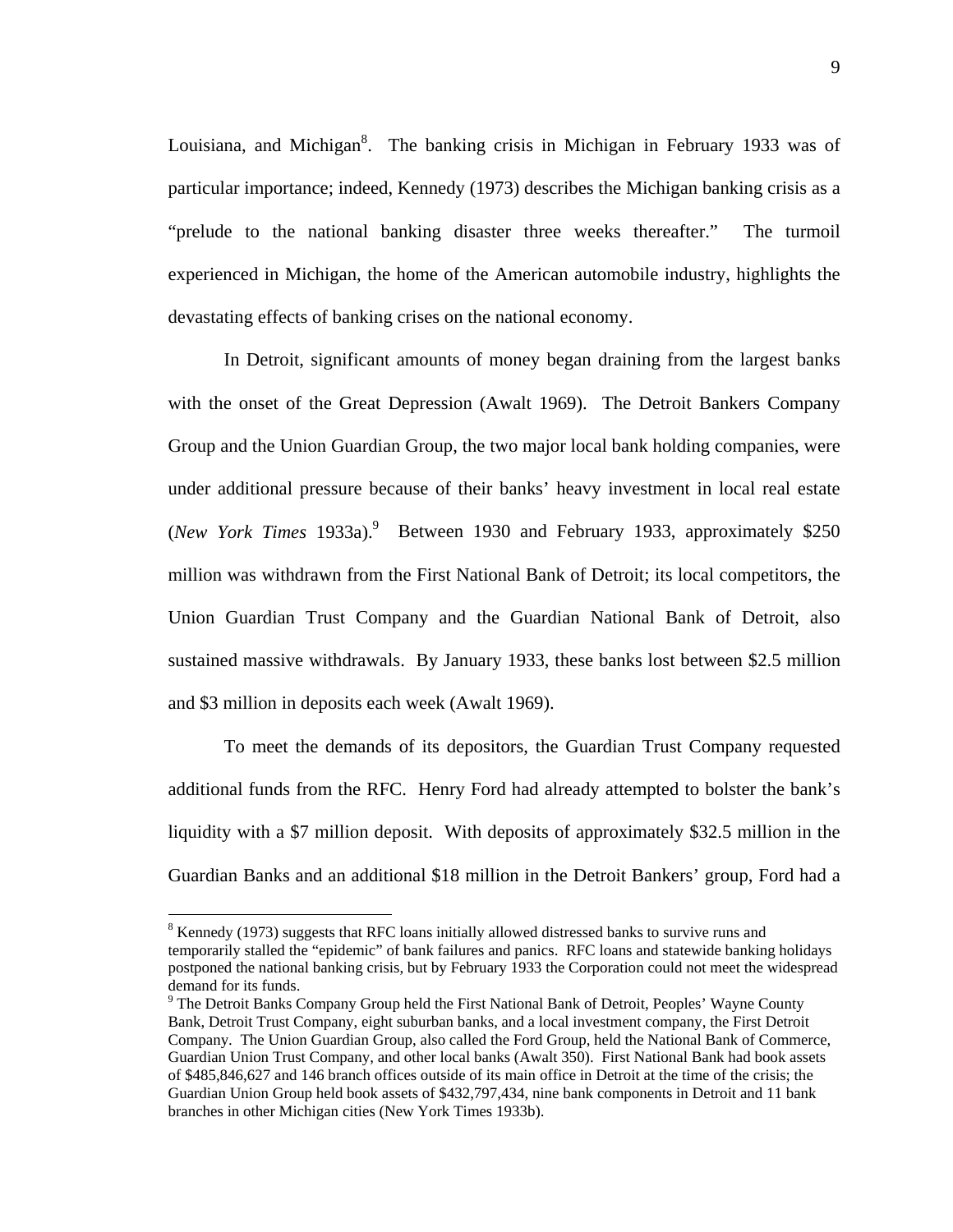Louisiana, and Michigan[8]. The banking crisis in Michigan in February 1933 was of particular importance; indeed, Kennedy (1973) describes the Michigan banking crisis as a "prelude to the national banking disaster three weeks thereafter." The turmoil experienced in Michigan, the home of the American automobile industry, highlights the devastating effects of banking crises on the national economy.

In Detroit, significant amounts of money began draining from the largest banks with the onset of the Great Depression (Awalt 1969). The Detroit Bankers Company Group and the Union Guardian Group, the two major local bank holding companies, were under additional pressure because of their banks' heavy investment in local real estate (*New York Times* 1933a).[9] Between 1930 and February 1933, approximately $250 million was withdrawn from the First National Bank of Detroit; its local competitors, the Union Guardian Trust Company and the Guardian National Bank of Detroit, also sustained massive withdrawals. By January 1933, these banks lost between $2.5 million and $3 million in deposits each week (Awalt 1969).

To meet the demands of its depositors, the Guardian Trust Company requested additional funds from the RFC. Henry Ford had already attempted to bolster the bank's liquidity with a $7 million deposit. With deposits of approximately $32.5 million in the Guardian Banks and an additional $18 million in the Detroit Bankers' group, Ford had a

---

[8] Kennedy (1973) suggests that RFC loans initially allowed distressed banks to survive runs and temporarily stalled the "epidemic" of bank failures and panics. RFC loans and statewide banking holidays postponed the national banking crisis, but by February 1933 the Corporation could not meet the widespread demand for its funds.

[9] The Detroit Banks Company Group held the First National Bank of Detroit, Peoples' Wayne County Bank, Detroit Trust Company, eight suburban banks, and a local investment company, the First Detroit Company. The Union Guardian Group, also called the Ford Group, held the National Bank of Commerce, Guardian Union Trust Company, and other local banks (Awalt 350). First National Bank had book assets of $485,846,627 and 146 branch offices outside of its main office in Detroit at the time of the crisis; the Guardian Union Group held book assets of $432,797,434, nine bank components in Detroit and 11 bank branches in other Michigan cities (New York Times 1933b).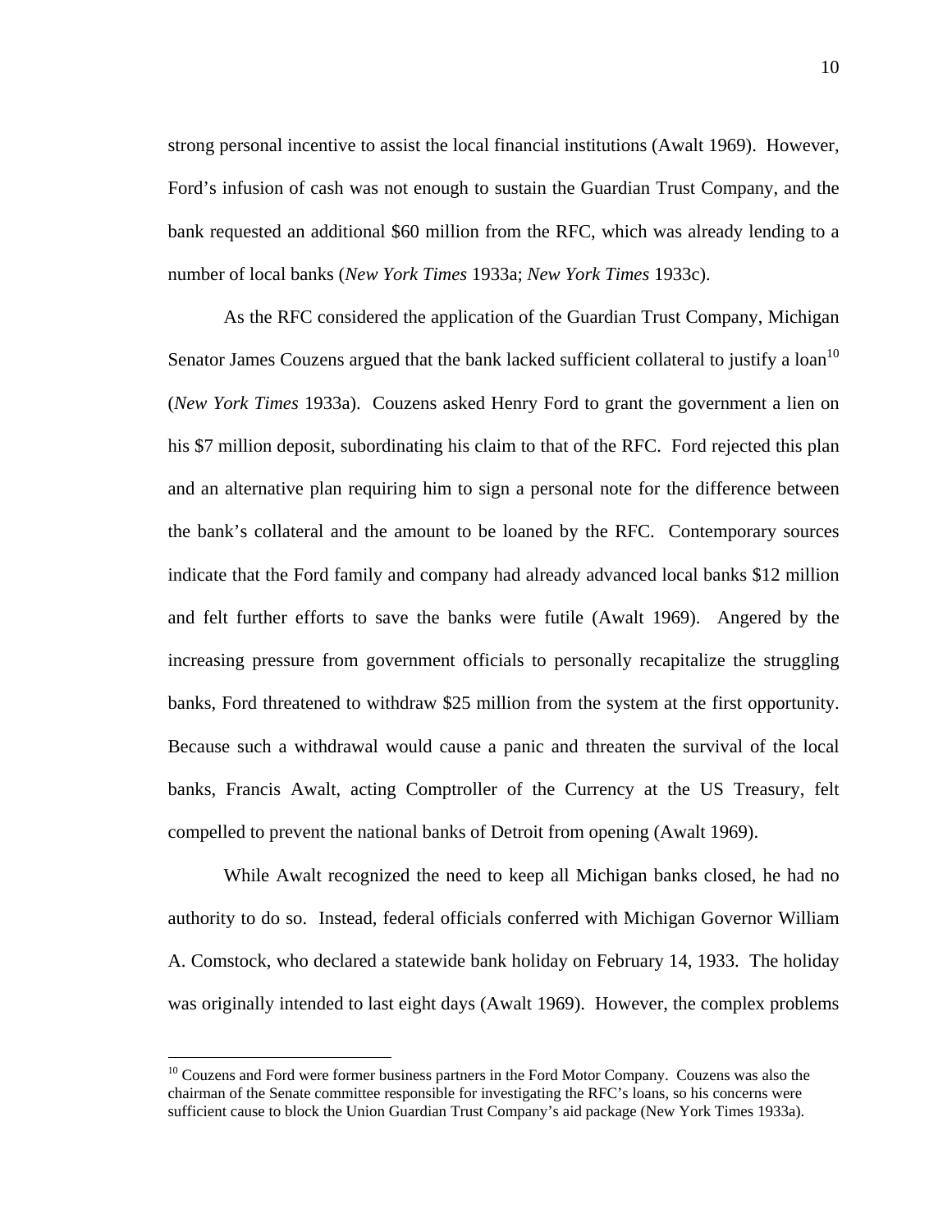strong personal incentive to assist the local financial institutions (Awalt 1969). However, Ford's infusion of cash was not enough to sustain the Guardian Trust Company, and the bank requested an additional $60 million from the RFC, which was already lending to a number of local banks (*New York Times* 1933a; *New York Times* 1933c).

As the RFC considered the application of the Guardian Trust Company, Michigan Senator James Couzens argued that the bank lacked sufficient collateral to justify a loan[10] (*New York Times* 1933a). Couzens asked Henry Ford to grant the government a lien on his $7 million deposit, subordinating his claim to that of the RFC. Ford rejected this plan and an alternative plan requiring him to sign a personal note for the difference between the bank's collateral and the amount to be loaned by the RFC. Contemporary sources indicate that the Ford family and company had already advanced local banks $12 million and felt further efforts to save the banks were futile (Awalt 1969). Angered by the increasing pressure from government officials to personally recapitalize the struggling banks, Ford threatened to withdraw $25 million from the system at the first opportunity. Because such a withdrawal would cause a panic and threaten the survival of the local banks, Francis Awalt, acting Comptroller of the Currency at the US Treasury, felt compelled to prevent the national banks of Detroit from opening (Awalt 1969).

While Awalt recognized the need to keep all Michigan banks closed, he had no authority to do so. Instead, federal officials conferred with Michigan Governor William A. Comstock, who declared a statewide bank holiday on February 14, 1933. The holiday was originally intended to last eight days (Awalt 1969). However, the complex problems

[10] Couzens and Ford were former business partners in the Ford Motor Company. Couzens was also the chairman of the Senate committee responsible for investigating the RFC's loans, so his concerns were sufficient cause to block the Union Guardian Trust Company's aid package (New York Times 1933a).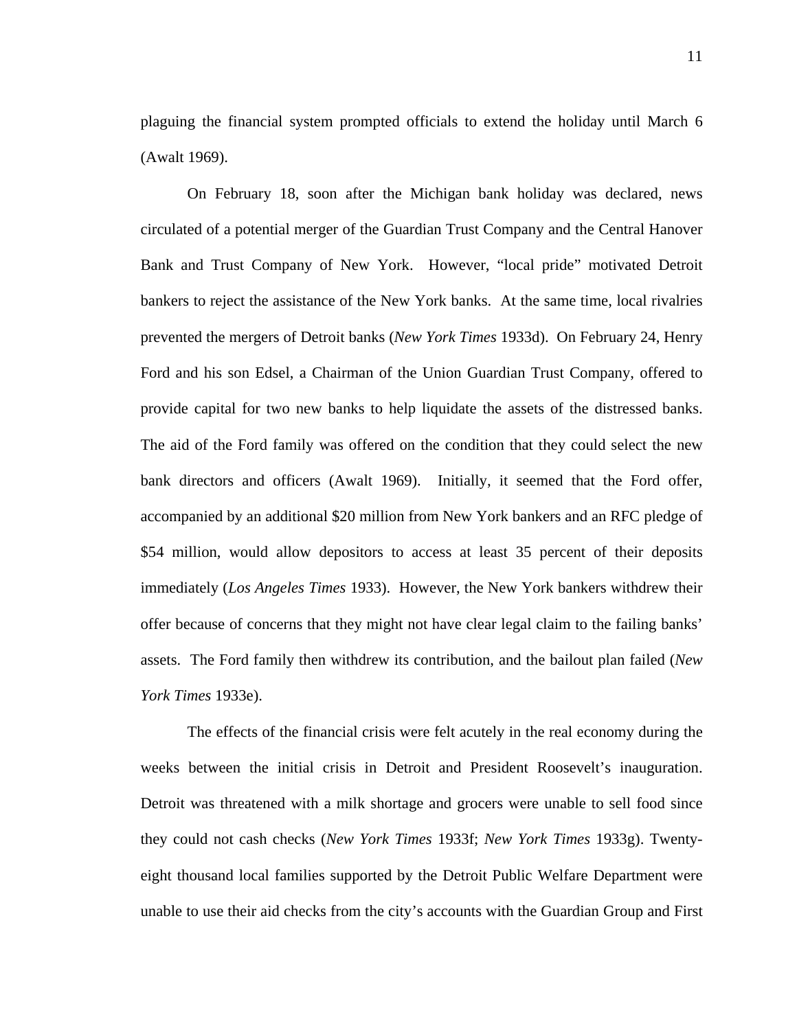plaguing the financial system prompted officials to extend the holiday until March 6 (Awalt 1969).

On February 18, soon after the Michigan bank holiday was declared, news circulated of a potential merger of the Guardian Trust Company and the Central Hanover Bank and Trust Company of New York. However, "local pride" motivated Detroit bankers to reject the assistance of the New York banks. At the same time, local rivalries prevented the mergers of Detroit banks (*New York Times* 1933d). On February 24, Henry Ford and his son Edsel, a Chairman of the Union Guardian Trust Company, offered to provide capital for two new banks to help liquidate the assets of the distressed banks. The aid of the Ford family was offered on the condition that they could select the new bank directors and officers (Awalt 1969). Initially, it seemed that the Ford offer, accompanied by an additional $20 million from New York bankers and an RFC pledge of $54 million, would allow depositors to access at least 35 percent of their deposits immediately (*Los Angeles Times* 1933). However, the New York bankers withdrew their offer because of concerns that they might not have clear legal claim to the failing banks' assets. The Ford family then withdrew its contribution, and the bailout plan failed (*New York Times* 1933e).

The effects of the financial crisis were felt acutely in the real economy during the weeks between the initial crisis in Detroit and President Roosevelt's inauguration. Detroit was threatened with a milk shortage and grocers were unable to sell food since they could not cash checks (*New York Times* 1933f; *New York Times* 1933g). Twenty-eight thousand local families supported by the Detroit Public Welfare Department were unable to use their aid checks from the city's accounts with the Guardian Group and First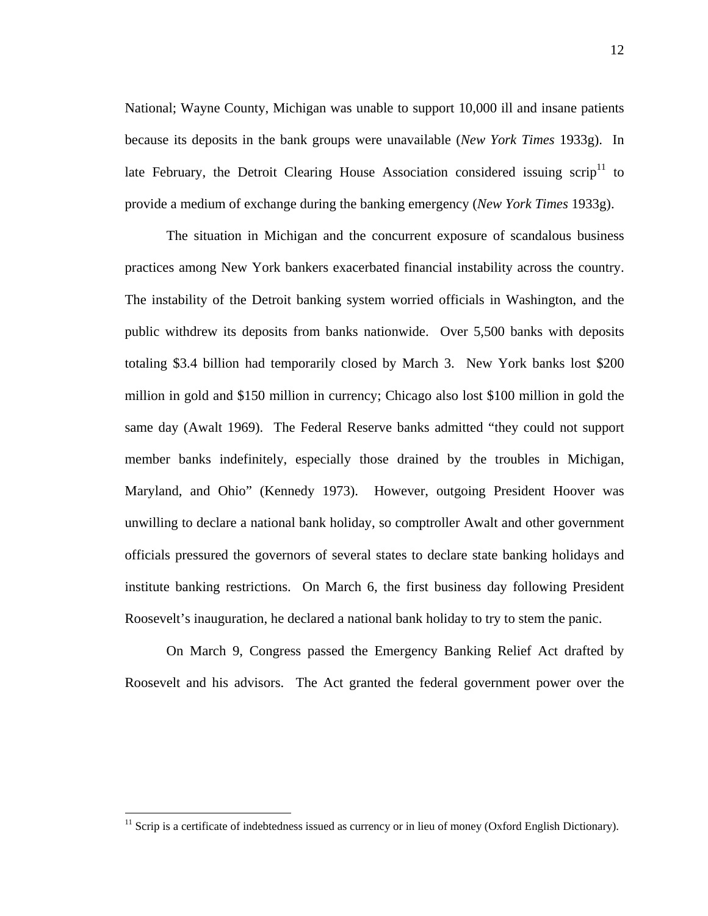National; Wayne County, Michigan was unable to support 10,000 ill and insane patients because its deposits in the bank groups were unavailable (*New York Times* 1933g). In late February, the Detroit Clearing House Association considered issuing scrip[11] to provide a medium of exchange during the banking emergency (*New York Times* 1933g).

The situation in Michigan and the concurrent exposure of scandalous business practices among New York bankers exacerbated financial instability across the country. The instability of the Detroit banking system worried officials in Washington, and the public withdrew its deposits from banks nationwide. Over 5,500 banks with deposits totaling $3.4 billion had temporarily closed by March 3. New York banks lost $200 million in gold and $150 million in currency; Chicago also lost $100 million in gold the same day (Awalt 1969). The Federal Reserve banks admitted "they could not support member banks indefinitely, especially those drained by the troubles in Michigan, Maryland, and Ohio" (Kennedy 1973). However, outgoing President Hoover was unwilling to declare a national bank holiday, so comptroller Awalt and other government officials pressured the governors of several states to declare state banking holidays and institute banking restrictions. On March 6, the first business day following President Roosevelt's inauguration, he declared a national bank holiday to try to stem the panic.

On March 9, Congress passed the Emergency Banking Relief Act drafted by Roosevelt and his advisors. The Act granted the federal government power over the

---

[11] Scrip is a certificate of indebtedness issued as currency or in lieu of money (Oxford English Dictionary).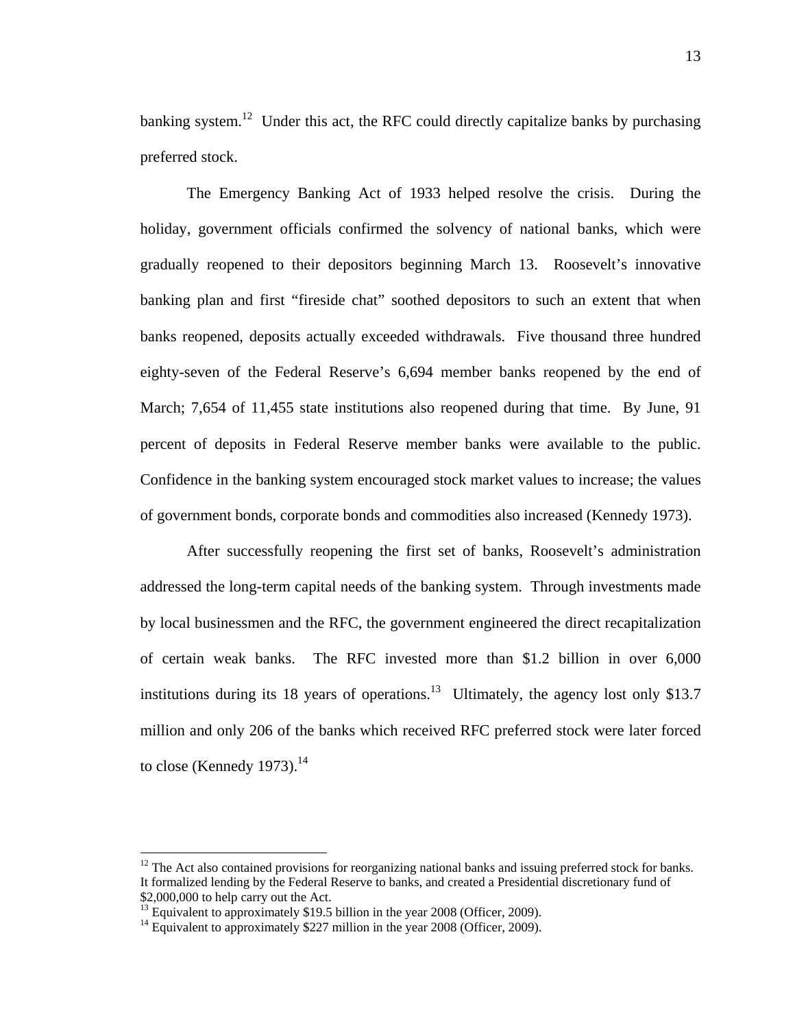banking system.[12] Under this act, the RFC could directly capitalize banks by purchasing preferred stock.

The Emergency Banking Act of 1933 helped resolve the crisis. During the holiday, government officials confirmed the solvency of national banks, which were gradually reopened to their depositors beginning March 13. Roosevelt's innovative banking plan and first "fireside chat" soothed depositors to such an extent that when banks reopened, deposits actually exceeded withdrawals. Five thousand three hundred eighty-seven of the Federal Reserve's 6,694 member banks reopened by the end of March; 7,654 of 11,455 state institutions also reopened during that time. By June, 91 percent of deposits in Federal Reserve member banks were available to the public. Confidence in the banking system encouraged stock market values to increase; the values of government bonds, corporate bonds and commodities also increased (Kennedy 1973).

After successfully reopening the first set of banks, Roosevelt's administration addressed the long-term capital needs of the banking system. Through investments made by local businessmen and the RFC, the government engineered the direct recapitalization of certain weak banks. The RFC invested more than $1.2 billion in over 6,000 institutions during its 18 years of operations.[13] Ultimately, the agency lost only $13.7 million and only 206 of the banks which received RFC preferred stock were later forced to close (Kennedy 1973).[14]

---

[12] The Act also contained provisions for reorganizing national banks and issuing preferred stock for banks. It formalized lending by the Federal Reserve to banks, and created a Presidential discretionary fund of $2,000,000 to help carry out the Act.

[13] Equivalent to approximately $19.5 billion in the year 2008 (Officer, 2009).

[14] Equivalent to approximately $227 million in the year 2008 (Officer, 2009).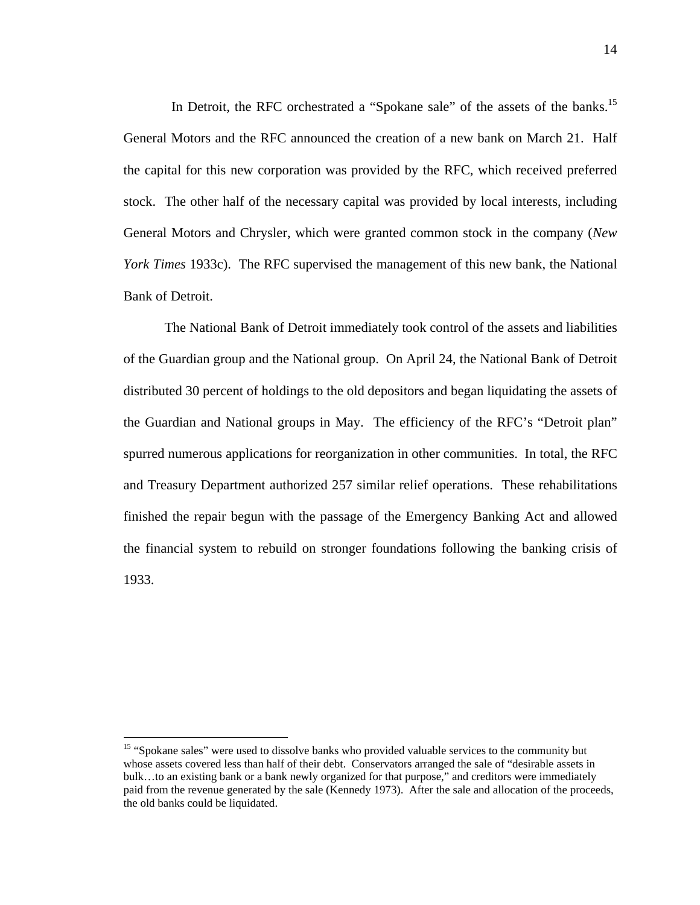In Detroit, the RFC orchestrated a "Spokane sale" of the assets of the banks.[15] General Motors and the RFC announced the creation of a new bank on March 21. Half the capital for this new corporation was provided by the RFC, which received preferred stock. The other half of the necessary capital was provided by local interests, including General Motors and Chrysler, which were granted common stock in the company (*New York Times* 1933c). The RFC supervised the management of this new bank, the National Bank of Detroit.

The National Bank of Detroit immediately took control of the assets and liabilities of the Guardian group and the National group. On April 24, the National Bank of Detroit distributed 30 percent of holdings to the old depositors and began liquidating the assets of the Guardian and National groups in May. The efficiency of the RFC's "Detroit plan" spurred numerous applications for reorganization in other communities. In total, the RFC and Treasury Department authorized 257 similar relief operations. These rehabilitations finished the repair begun with the passage of the Emergency Banking Act and allowed the financial system to rebuild on stronger foundations following the banking crisis of 1933.

[15] "Spokane sales" were used to dissolve banks who provided valuable services to the community but whose assets covered less than half of their debt. Conservators arranged the sale of "desirable assets in bulk…to an existing bank or a bank newly organized for that purpose," and creditors were immediately paid from the revenue generated by the sale (Kennedy 1973). After the sale and allocation of the proceeds, the old banks could be liquidated.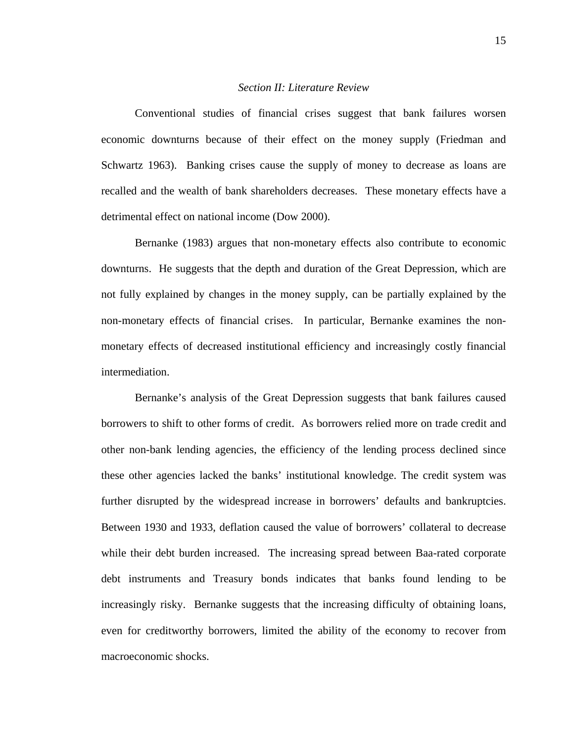## *Section II: Literature Review*

Conventional studies of financial crises suggest that bank failures worsen economic downturns because of their effect on the money supply (Friedman and Schwartz 1963). Banking crises cause the supply of money to decrease as loans are recalled and the wealth of bank shareholders decreases. These monetary effects have a detrimental effect on national income (Dow 2000).

Bernanke (1983) argues that non-monetary effects also contribute to economic downturns. He suggests that the depth and duration of the Great Depression, which are not fully explained by changes in the money supply, can be partially explained by the non-monetary effects of financial crises. In particular, Bernanke examines the non-monetary effects of decreased institutional efficiency and increasingly costly financial intermediation.

Bernanke's analysis of the Great Depression suggests that bank failures caused borrowers to shift to other forms of credit. As borrowers relied more on trade credit and other non-bank lending agencies, the efficiency of the lending process declined since these other agencies lacked the banks' institutional knowledge. The credit system was further disrupted by the widespread increase in borrowers' defaults and bankruptcies. Between 1930 and 1933, deflation caused the value of borrowers' collateral to decrease while their debt burden increased. The increasing spread between Baa-rated corporate debt instruments and Treasury bonds indicates that banks found lending to be increasingly risky. Bernanke suggests that the increasing difficulty of obtaining loans, even for creditworthy borrowers, limited the ability of the economy to recover from macroeconomic shocks.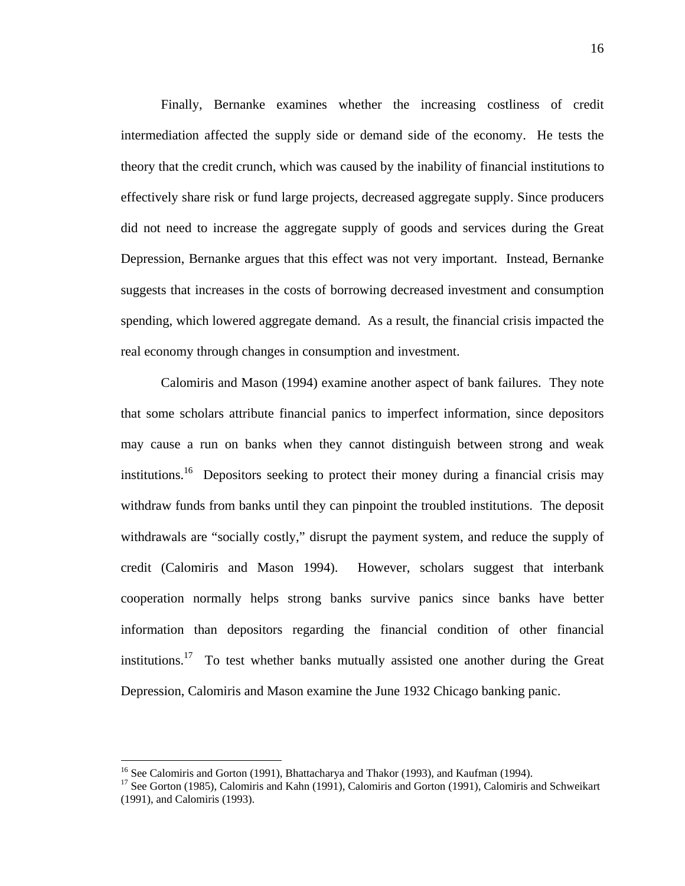Finally, Bernanke examines whether the increasing costliness of credit intermediation affected the supply side or demand side of the economy. He tests the theory that the credit crunch, which was caused by the inability of financial institutions to effectively share risk or fund large projects, decreased aggregate supply. Since producers did not need to increase the aggregate supply of goods and services during the Great Depression, Bernanke argues that this effect was not very important. Instead, Bernanke suggests that increases in the costs of borrowing decreased investment and consumption spending, which lowered aggregate demand. As a result, the financial crisis impacted the real economy through changes in consumption and investment.

Calomiris and Mason (1994) examine another aspect of bank failures. They note that some scholars attribute financial panics to imperfect information, since depositors may cause a run on banks when they cannot distinguish between strong and weak institutions.[16] Depositors seeking to protect their money during a financial crisis may withdraw funds from banks until they can pinpoint the troubled institutions. The deposit withdrawals are "socially costly," disrupt the payment system, and reduce the supply of credit (Calomiris and Mason 1994). However, scholars suggest that interbank cooperation normally helps strong banks survive panics since banks have better information than depositors regarding the financial condition of other financial institutions.[17] To test whether banks mutually assisted one another during the Great Depression, Calomiris and Mason examine the June 1932 Chicago banking panic.

---

[16] See Calomiris and Gorton (1991), Bhattacharya and Thakor (1993), and Kaufman (1994).

[17] See Gorton (1985), Calomiris and Kahn (1991), Calomiris and Gorton (1991), Calomiris and Schweikart (1991), and Calomiris (1993).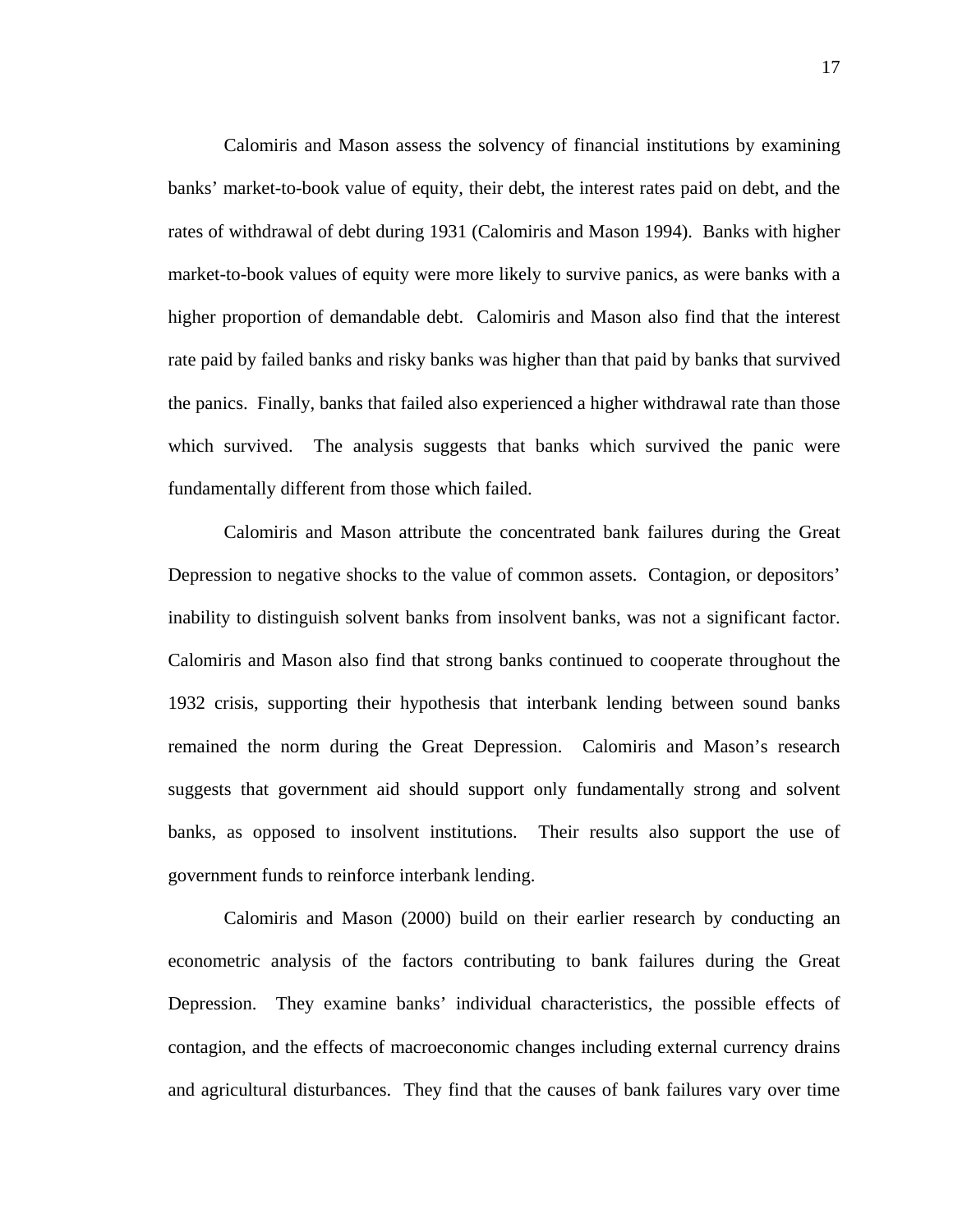Calomiris and Mason assess the solvency of financial institutions by examining banks' market-to-book value of equity, their debt, the interest rates paid on debt, and the rates of withdrawal of debt during 1931 (Calomiris and Mason 1994). Banks with higher market-to-book values of equity were more likely to survive panics, as were banks with a higher proportion of demandable debt. Calomiris and Mason also find that the interest rate paid by failed banks and risky banks was higher than that paid by banks that survived the panics. Finally, banks that failed also experienced a higher withdrawal rate than those which survived. The analysis suggests that banks which survived the panic were fundamentally different from those which failed.

Calomiris and Mason attribute the concentrated bank failures during the Great Depression to negative shocks to the value of common assets. Contagion, or depositors' inability to distinguish solvent banks from insolvent banks, was not a significant factor. Calomiris and Mason also find that strong banks continued to cooperate throughout the 1932 crisis, supporting their hypothesis that interbank lending between sound banks remained the norm during the Great Depression. Calomiris and Mason's research suggests that government aid should support only fundamentally strong and solvent banks, as opposed to insolvent institutions. Their results also support the use of government funds to reinforce interbank lending.

Calomiris and Mason (2000) build on their earlier research by conducting an econometric analysis of the factors contributing to bank failures during the Great Depression. They examine banks' individual characteristics, the possible effects of contagion, and the effects of macroeconomic changes including external currency drains and agricultural disturbances. They find that the causes of bank failures vary over time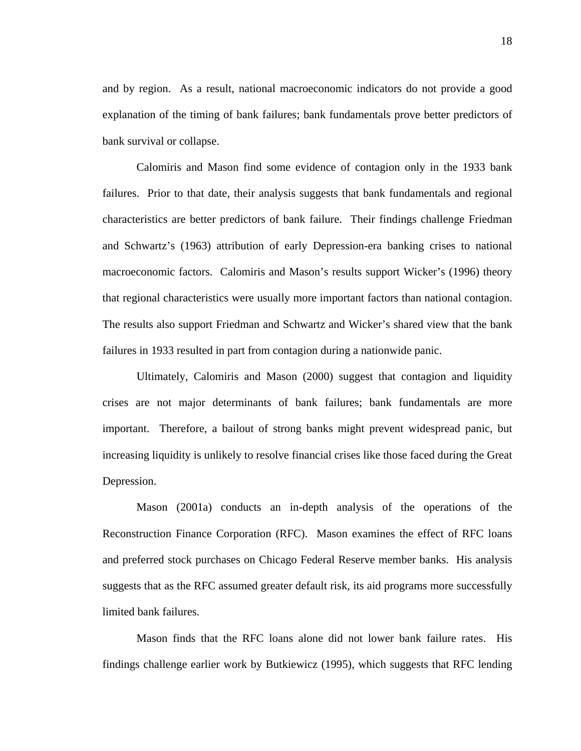and by region. As a result, national macroeconomic indicators do not provide a good explanation of the timing of bank failures; bank fundamentals prove better predictors of bank survival or collapse.

Calomiris and Mason find some evidence of contagion only in the 1933 bank failures. Prior to that date, their analysis suggests that bank fundamentals and regional characteristics are better predictors of bank failure. Their findings challenge Friedman and Schwartz's (1963) attribution of early Depression-era banking crises to national macroeconomic factors. Calomiris and Mason's results support Wicker's (1996) theory that regional characteristics were usually more important factors than national contagion. The results also support Friedman and Schwartz and Wicker's shared view that the bank failures in 1933 resulted in part from contagion during a nationwide panic.

Ultimately, Calomiris and Mason (2000) suggest that contagion and liquidity crises are not major determinants of bank failures; bank fundamentals are more important. Therefore, a bailout of strong banks might prevent widespread panic, but increasing liquidity is unlikely to resolve financial crises like those faced during the Great Depression.

Mason (2001a) conducts an in-depth analysis of the operations of the Reconstruction Finance Corporation (RFC). Mason examines the effect of RFC loans and preferred stock purchases on Chicago Federal Reserve member banks. His analysis suggests that as the RFC assumed greater default risk, its aid programs more successfully limited bank failures.

Mason finds that the RFC loans alone did not lower bank failure rates. His findings challenge earlier work by Butkiewicz (1995), which suggests that RFC lending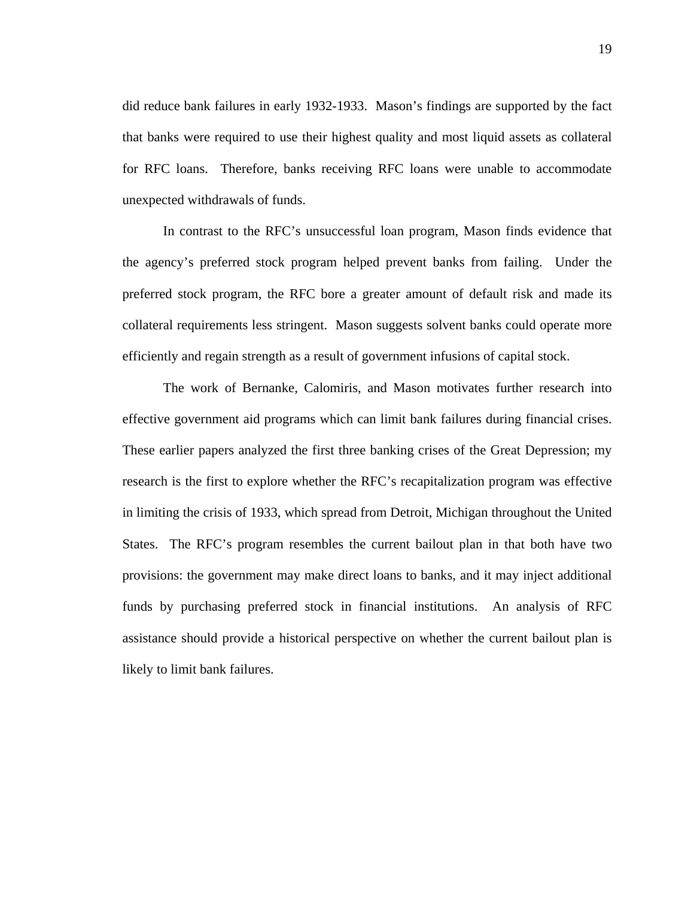did reduce bank failures in early 1932-1933. Mason's findings are supported by the fact that banks were required to use their highest quality and most liquid assets as collateral for RFC loans. Therefore, banks receiving RFC loans were unable to accommodate unexpected withdrawals of funds.

In contrast to the RFC's unsuccessful loan program, Mason finds evidence that the agency's preferred stock program helped prevent banks from failing. Under the preferred stock program, the RFC bore a greater amount of default risk and made its collateral requirements less stringent. Mason suggests solvent banks could operate more efficiently and regain strength as a result of government infusions of capital stock.

The work of Bernanke, Calomiris, and Mason motivates further research into effective government aid programs which can limit bank failures during financial crises. These earlier papers analyzed the first three banking crises of the Great Depression; my research is the first to explore whether the RFC's recapitalization program was effective in limiting the crisis of 1933, which spread from Detroit, Michigan throughout the United States. The RFC's program resembles the current bailout plan in that both have two provisions: the government may make direct loans to banks, and it may inject additional funds by purchasing preferred stock in financial institutions. An analysis of RFC assistance should provide a historical perspective on whether the current bailout plan is likely to limit bank failures.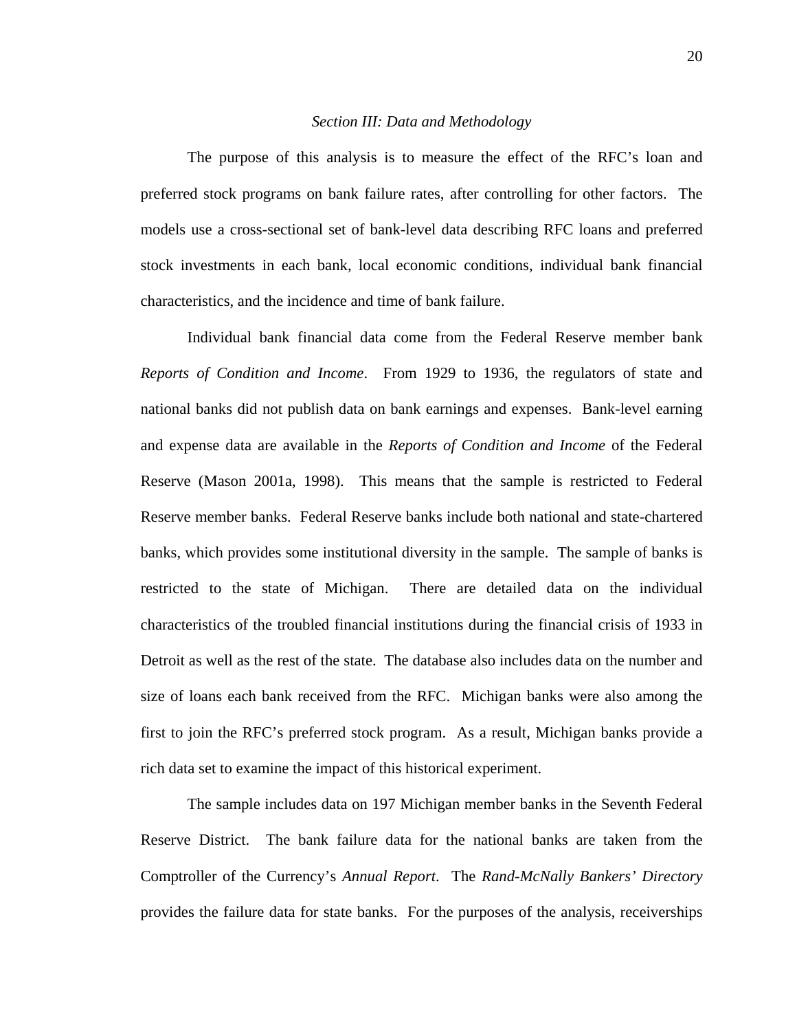### *Section III: Data and Methodology*

The purpose of this analysis is to measure the effect of the RFC's loan and preferred stock programs on bank failure rates, after controlling for other factors. The models use a cross-sectional set of bank-level data describing RFC loans and preferred stock investments in each bank, local economic conditions, individual bank financial characteristics, and the incidence and time of bank failure.

Individual bank financial data come from the Federal Reserve member bank *Reports of Condition and Income*. From 1929 to 1936, the regulators of state and national banks did not publish data on bank earnings and expenses. Bank-level earning and expense data are available in the *Reports of Condition and Income* of the Federal Reserve (Mason 2001a, 1998). This means that the sample is restricted to Federal Reserve member banks. Federal Reserve banks include both national and state-chartered banks, which provides some institutional diversity in the sample. The sample of banks is restricted to the state of Michigan. There are detailed data on the individual characteristics of the troubled financial institutions during the financial crisis of 1933 in Detroit as well as the rest of the state. The database also includes data on the number and size of loans each bank received from the RFC. Michigan banks were also among the first to join the RFC's preferred stock program. As a result, Michigan banks provide a rich data set to examine the impact of this historical experiment.

The sample includes data on 197 Michigan member banks in the Seventh Federal Reserve District. The bank failure data for the national banks are taken from the Comptroller of the Currency's *Annual Report*. The *Rand-McNally Bankers' Directory* provides the failure data for state banks. For the purposes of the analysis, receiverships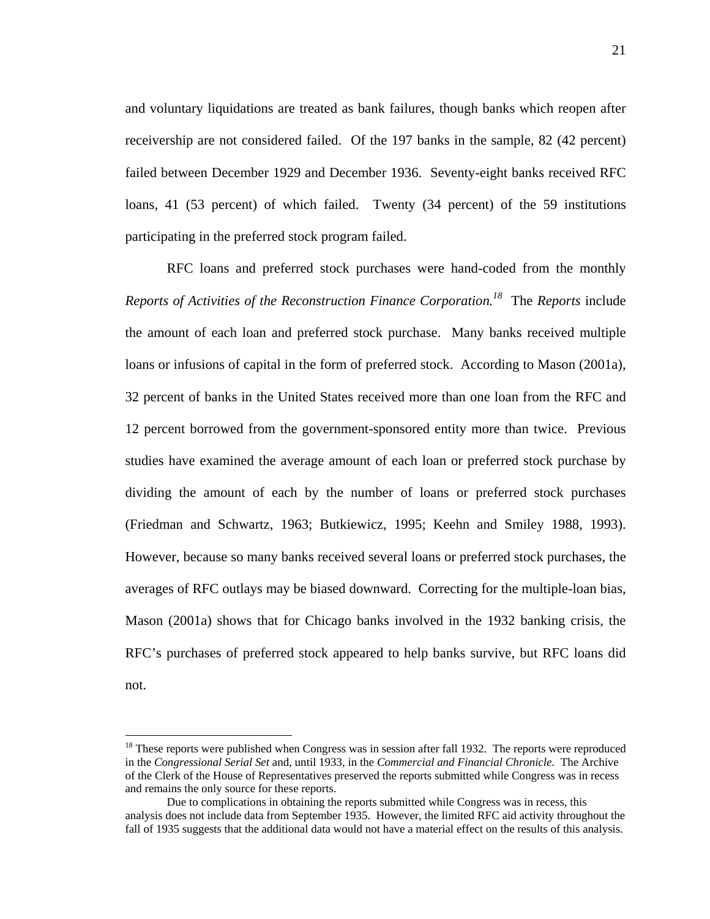and voluntary liquidations are treated as bank failures, though banks which reopen after receivership are not considered failed. Of the 197 banks in the sample, 82 (42 percent) failed between December 1929 and December 1936. Seventy-eight banks received RFC loans, 41 (53 percent) of which failed. Twenty (34 percent) of the 59 institutions participating in the preferred stock program failed.

RFC loans and preferred stock purchases were hand-coded from the monthly *Reports of Activities of the Reconstruction Finance Corporation.*[18] The *Reports* include the amount of each loan and preferred stock purchase. Many banks received multiple loans or infusions of capital in the form of preferred stock. According to Mason (2001a), 32 percent of banks in the United States received more than one loan from the RFC and 12 percent borrowed from the government-sponsored entity more than twice. Previous studies have examined the average amount of each loan or preferred stock purchase by dividing the amount of each by the number of loans or preferred stock purchases (Friedman and Schwartz, 1963; Butkiewicz, 1995; Keehn and Smiley 1988, 1993). However, because so many banks received several loans or preferred stock purchases, the averages of RFC outlays may be biased downward. Correcting for the multiple-loan bias, Mason (2001a) shows that for Chicago banks involved in the 1932 banking crisis, the RFC's purchases of preferred stock appeared to help banks survive, but RFC loans did not.

---

[18] These reports were published when Congress was in session after fall 1932. The reports were reproduced in the *Congressional Serial Set* and, until 1933, in the *Commercial and Financial Chronicle*. The Archive of the Clerk of the House of Representatives preserved the reports submitted while Congress was in recess and remains the only source for these reports.

Due to complications in obtaining the reports submitted while Congress was in recess, this analysis does not include data from September 1935. However, the limited RFC aid activity throughout the fall of 1935 suggests that the additional data would not have a material effect on the results of this analysis.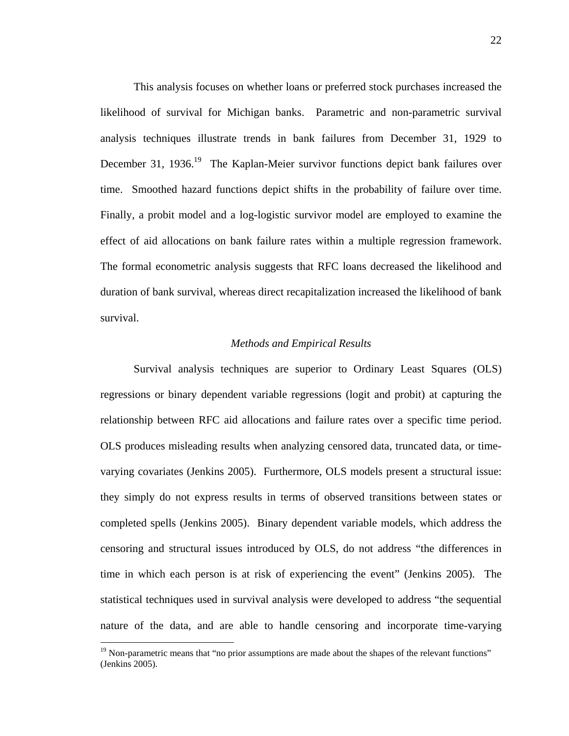This analysis focuses on whether loans or preferred stock purchases increased the likelihood of survival for Michigan banks. Parametric and non-parametric survival analysis techniques illustrate trends in bank failures from December 31, 1929 to December 31, 1936.[19] The Kaplan-Meier survivor functions depict bank failures over time. Smoothed hazard functions depict shifts in the probability of failure over time. Finally, a probit model and a log-logistic survivor model are employed to examine the effect of aid allocations on bank failure rates within a multiple regression framework. The formal econometric analysis suggests that RFC loans decreased the likelihood and duration of bank survival, whereas direct recapitalization increased the likelihood of bank survival.

*Methods and Empirical Results*

Survival analysis techniques are superior to Ordinary Least Squares (OLS) regressions or binary dependent variable regressions (logit and probit) at capturing the relationship between RFC aid allocations and failure rates over a specific time period. OLS produces misleading results when analyzing censored data, truncated data, or time-varying covariates (Jenkins 2005). Furthermore, OLS models present a structural issue: they simply do not express results in terms of observed transitions between states or completed spells (Jenkins 2005). Binary dependent variable models, which address the censoring and structural issues introduced by OLS, do not address "the differences in time in which each person is at risk of experiencing the event" (Jenkins 2005). The statistical techniques used in survival analysis were developed to address "the sequential nature of the data, and are able to handle censoring and incorporate time-varying

[19] Non-parametric means that "no prior assumptions are made about the shapes of the relevant functions" (Jenkins 2005).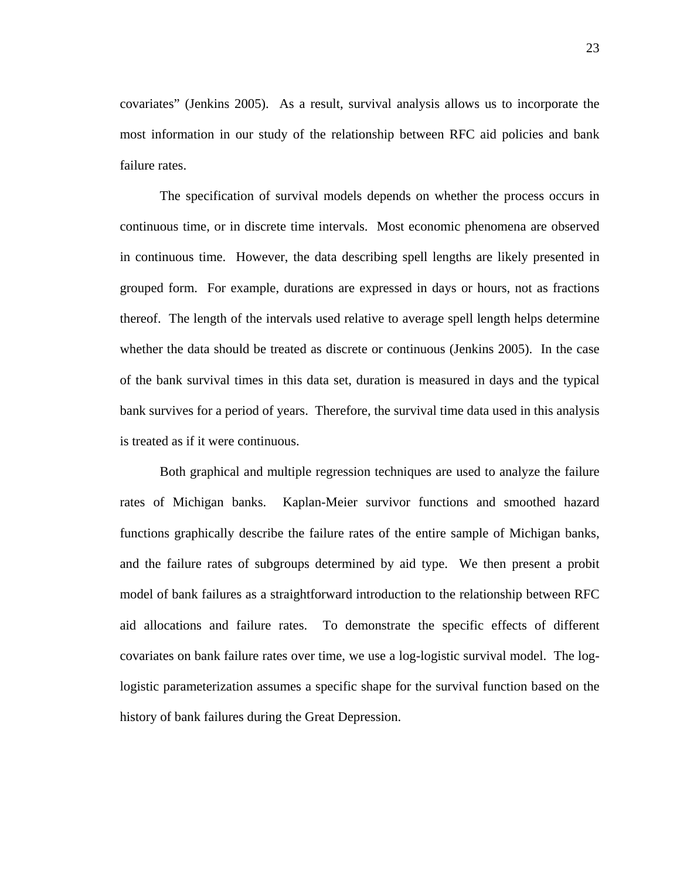covariates" (Jenkins 2005). As a result, survival analysis allows us to incorporate the most information in our study of the relationship between RFC aid policies and bank failure rates.

The specification of survival models depends on whether the process occurs in continuous time, or in discrete time intervals. Most economic phenomena are observed in continuous time. However, the data describing spell lengths are likely presented in grouped form. For example, durations are expressed in days or hours, not as fractions thereof. The length of the intervals used relative to average spell length helps determine whether the data should be treated as discrete or continuous (Jenkins 2005). In the case of the bank survival times in this data set, duration is measured in days and the typical bank survives for a period of years. Therefore, the survival time data used in this analysis is treated as if it were continuous.

Both graphical and multiple regression techniques are used to analyze the failure rates of Michigan banks. Kaplan-Meier survivor functions and smoothed hazard functions graphically describe the failure rates of the entire sample of Michigan banks, and the failure rates of subgroups determined by aid type. We then present a probit model of bank failures as a straightforward introduction to the relationship between RFC aid allocations and failure rates. To demonstrate the specific effects of different covariates on bank failure rates over time, we use a log-logistic survival model. The log-logistic parameterization assumes a specific shape for the survival function based on the history of bank failures during the Great Depression.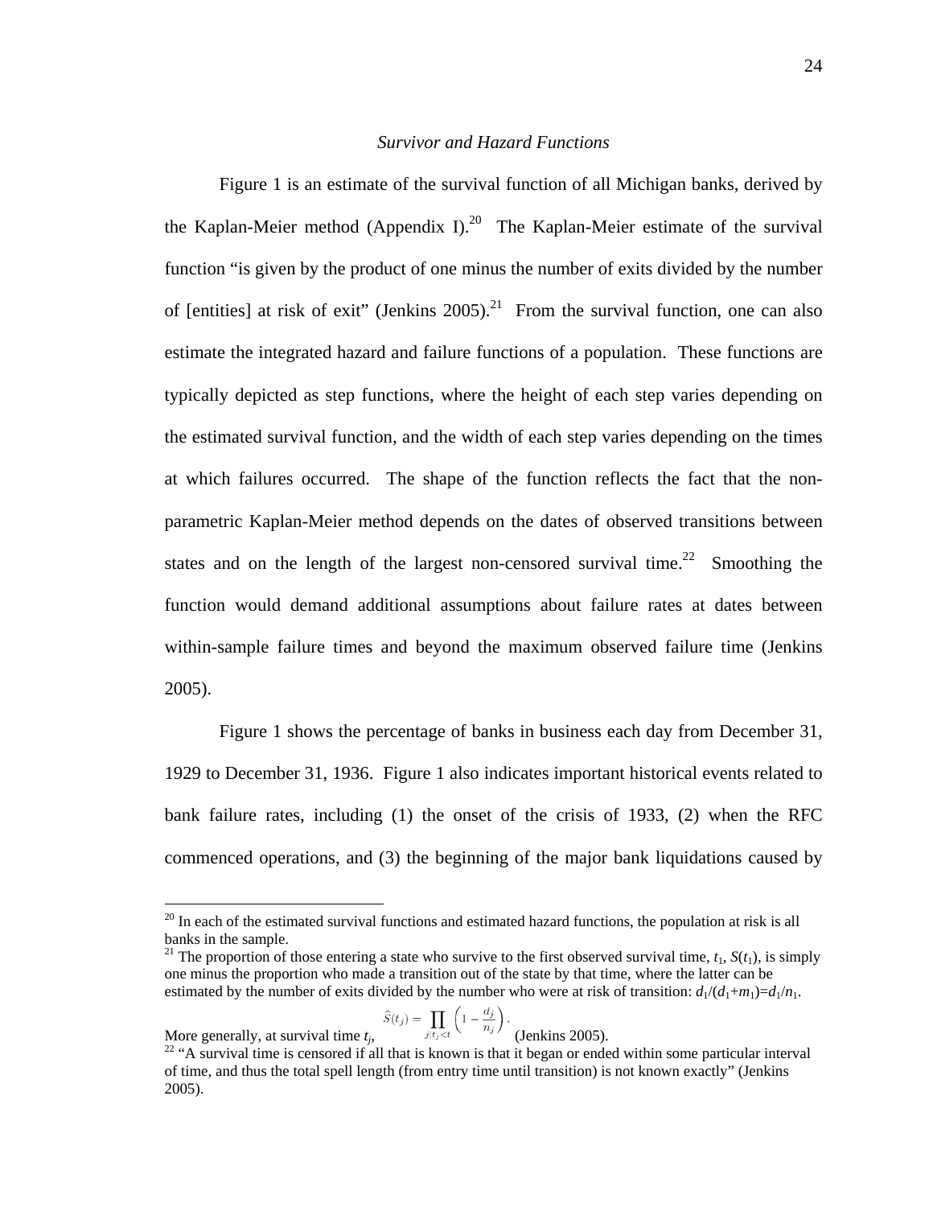*Survivor and Hazard Functions*

Figure 1 is an estimate of the survival function of all Michigan banks, derived by the Kaplan-Meier method (Appendix I).[20] The Kaplan-Meier estimate of the survival function "is given by the product of one minus the number of exits divided by the number of [entities] at risk of exit" (Jenkins 2005).[21] From the survival function, one can also estimate the integrated hazard and failure functions of a population. These functions are typically depicted as step functions, where the height of each step varies depending on the estimated survival function, and the width of each step varies depending on the times at which failures occurred. The shape of the function reflects the fact that the non-parametric Kaplan-Meier method depends on the dates of observed transitions between states and on the length of the largest non-censored survival time.[22] Smoothing the function would demand additional assumptions about failure rates at dates between within-sample failure times and beyond the maximum observed failure time (Jenkins 2005).

Figure 1 shows the percentage of banks in business each day from December 31, 1929 to December 31, 1936. Figure 1 also indicates important historical events related to bank failure rates, including (1) the onset of the crisis of 1933, (2) when the RFC commenced operations, and (3) the beginning of the major bank liquidations caused by

---

[20] In each of the estimated survival functions and estimated hazard functions, the population at risk is all banks in the sample.

[21] The proportion of those entering a state who survive to the first observed survival time, $t_1$, $S(t_1)$, is simply one minus the proportion who made a transition out of the state by that time, where the latter can be estimated by the number of exits divided by the number who were at risk of transition: $d_1/(d_1+m_1)=d_1/n_1$. More generally, at survival time $t_j$, $\hat{S}(t_j) = \prod_{j|t_j<t} \left(1 - \frac{d_j}{n_j}\right)$. (Jenkins 2005).

[22] "A survival time is censored if all that is known is that it began or ended within some particular interval of time, and thus the total spell length (from entry time until transition) is not known exactly" (Jenkins 2005).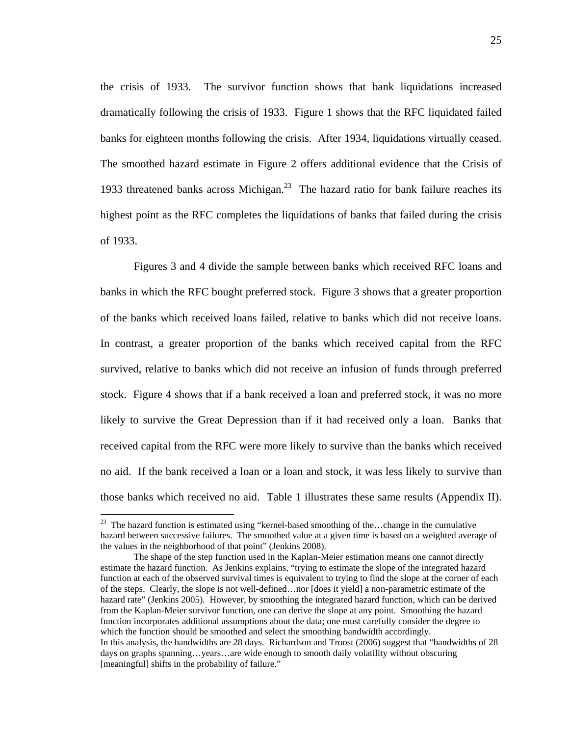the crisis of 1933. The survivor function shows that bank liquidations increased dramatically following the crisis of 1933. Figure 1 shows that the RFC liquidated failed banks for eighteen months following the crisis. After 1934, liquidations virtually ceased. The smoothed hazard estimate in Figure 2 offers additional evidence that the Crisis of 1933 threatened banks across Michigan.[23] The hazard ratio for bank failure reaches its highest point as the RFC completes the liquidations of banks that failed during the crisis of 1933.

Figures 3 and 4 divide the sample between banks which received RFC loans and banks in which the RFC bought preferred stock. Figure 3 shows that a greater proportion of the banks which received loans failed, relative to banks which did not receive loans. In contrast, a greater proportion of the banks which received capital from the RFC survived, relative to banks which did not receive an infusion of funds through preferred stock. Figure 4 shows that if a bank received a loan and preferred stock, it was no more likely to survive the Great Depression than if it had received only a loan. Banks that received capital from the RFC were more likely to survive than the banks which received no aid. If the bank received a loan or a loan and stock, it was less likely to survive than those banks which received no aid. Table 1 illustrates these same results (Appendix II).

---

[23] The hazard function is estimated using "kernel-based smoothing of the…change in the cumulative hazard between successive failures. The smoothed value at a given time is based on a weighted average of the values in the neighborhood of that point" (Jenkins 2008).

The shape of the step function used in the Kaplan-Meier estimation means one cannot directly estimate the hazard function. As Jenkins explains, "trying to estimate the slope of the integrated hazard function at each of the observed survival times is equivalent to trying to find the slope at the corner of each of the steps. Clearly, the slope is not well-defined…nor [does it yield] a non-parametric estimate of the hazard rate" (Jenkins 2005). However, by smoothing the integrated hazard function, which can be derived from the Kaplan-Meier survivor function, one can derive the slope at any point. Smoothing the hazard function incorporates additional assumptions about the data; one must carefully consider the degree to which the function should be smoothed and select the smoothing bandwidth accordingly.
In this analysis, the bandwidths are 28 days. Richardson and Troost (2006) suggest that "bandwidths of 28 days on graphs spanning…years…are wide enough to smooth daily volatility without obscuring [meaningful] shifts in the probability of failure."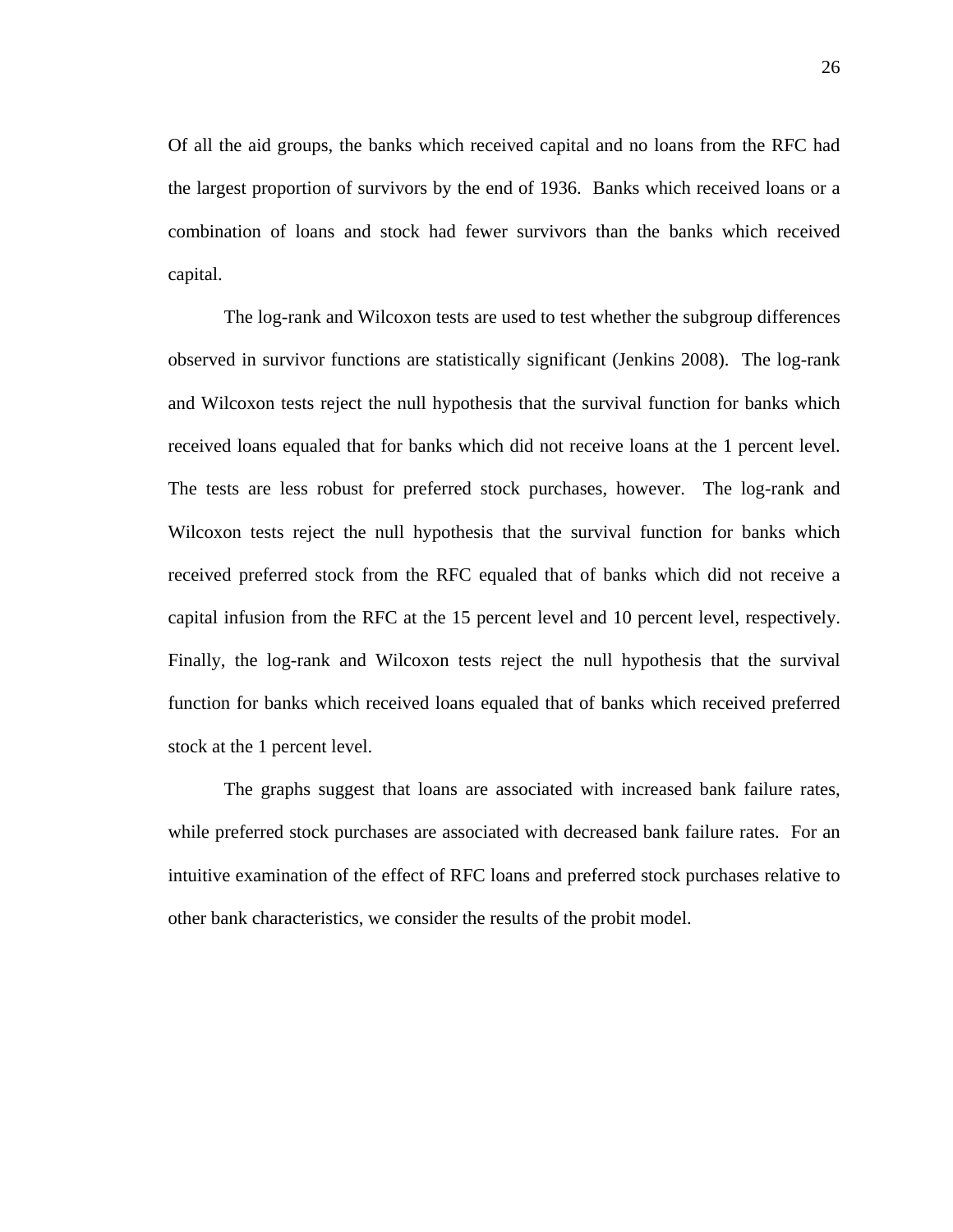Of all the aid groups, the banks which received capital and no loans from the RFC had the largest proportion of survivors by the end of 1936. Banks which received loans or a combination of loans and stock had fewer survivors than the banks which received capital.

The log-rank and Wilcoxon tests are used to test whether the subgroup differences observed in survivor functions are statistically significant (Jenkins 2008). The log-rank and Wilcoxon tests reject the null hypothesis that the survival function for banks which received loans equaled that for banks which did not receive loans at the 1 percent level. The tests are less robust for preferred stock purchases, however. The log-rank and Wilcoxon tests reject the null hypothesis that the survival function for banks which received preferred stock from the RFC equaled that of banks which did not receive a capital infusion from the RFC at the 15 percent level and 10 percent level, respectively. Finally, the log-rank and Wilcoxon tests reject the null hypothesis that the survival function for banks which received loans equaled that of banks which received preferred stock at the 1 percent level.

The graphs suggest that loans are associated with increased bank failure rates, while preferred stock purchases are associated with decreased bank failure rates. For an intuitive examination of the effect of RFC loans and preferred stock purchases relative to other bank characteristics, we consider the results of the probit model.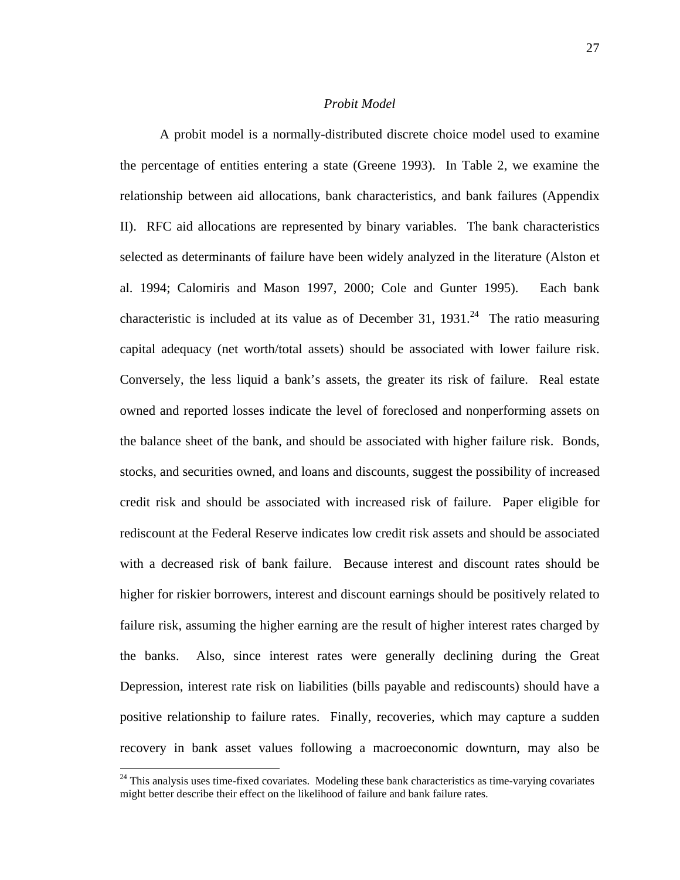*Probit Model*

A probit model is a normally-distributed discrete choice model used to examine the percentage of entities entering a state (Greene 1993). In Table 2, we examine the relationship between aid allocations, bank characteristics, and bank failures (Appendix II). RFC aid allocations are represented by binary variables. The bank characteristics selected as determinants of failure have been widely analyzed in the literature (Alston et al. 1994; Calomiris and Mason 1997, 2000; Cole and Gunter 1995). Each bank characteristic is included at its value as of December 31, 1931.[24] The ratio measuring capital adequacy (net worth/total assets) should be associated with lower failure risk. Conversely, the less liquid a bank's assets, the greater its risk of failure. Real estate owned and reported losses indicate the level of foreclosed and nonperforming assets on the balance sheet of the bank, and should be associated with higher failure risk. Bonds, stocks, and securities owned, and loans and discounts, suggest the possibility of increased credit risk and should be associated with increased risk of failure. Paper eligible for rediscount at the Federal Reserve indicates low credit risk assets and should be associated with a decreased risk of bank failure. Because interest and discount rates should be higher for riskier borrowers, interest and discount earnings should be positively related to failure risk, assuming the higher earning are the result of higher interest rates charged by the banks. Also, since interest rates were generally declining during the Great Depression, interest rate risk on liabilities (bills payable and rediscounts) should have a positive relationship to failure rates. Finally, recoveries, which may capture a sudden recovery in bank asset values following a macroeconomic downturn, may also be

---

[24] This analysis uses time-fixed covariates. Modeling these bank characteristics as time-varying covariates might better describe their effect on the likelihood of failure and bank failure rates.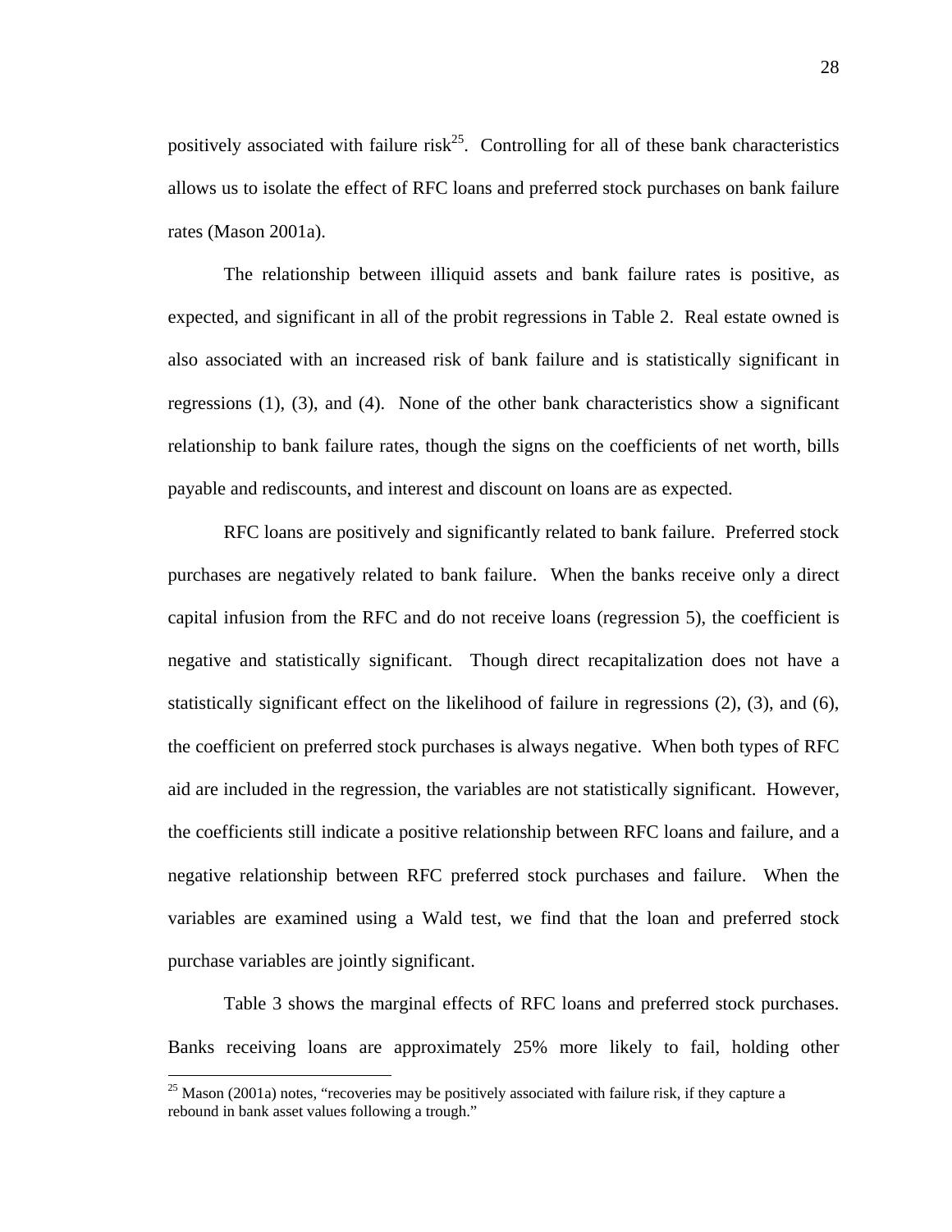positively associated with failure risk[25]. Controlling for all of these bank characteristics allows us to isolate the effect of RFC loans and preferred stock purchases on bank failure rates (Mason 2001a).

The relationship between illiquid assets and bank failure rates is positive, as expected, and significant in all of the probit regressions in Table 2. Real estate owned is also associated with an increased risk of bank failure and is statistically significant in regressions (1), (3), and (4). None of the other bank characteristics show a significant relationship to bank failure rates, though the signs on the coefficients of net worth, bills payable and rediscounts, and interest and discount on loans are as expected.

RFC loans are positively and significantly related to bank failure. Preferred stock purchases are negatively related to bank failure. When the banks receive only a direct capital infusion from the RFC and do not receive loans (regression 5), the coefficient is negative and statistically significant. Though direct recapitalization does not have a statistically significant effect on the likelihood of failure in regressions (2), (3), and (6), the coefficient on preferred stock purchases is always negative. When both types of RFC aid are included in the regression, the variables are not statistically significant. However, the coefficients still indicate a positive relationship between RFC loans and failure, and a negative relationship between RFC preferred stock purchases and failure. When the variables are examined using a Wald test, we find that the loan and preferred stock purchase variables are jointly significant.

Table 3 shows the marginal effects of RFC loans and preferred stock purchases. Banks receiving loans are approximately 25% more likely to fail, holding other

[25] Mason (2001a) notes, "recoveries may be positively associated with failure risk, if they capture a rebound in bank asset values following a trough."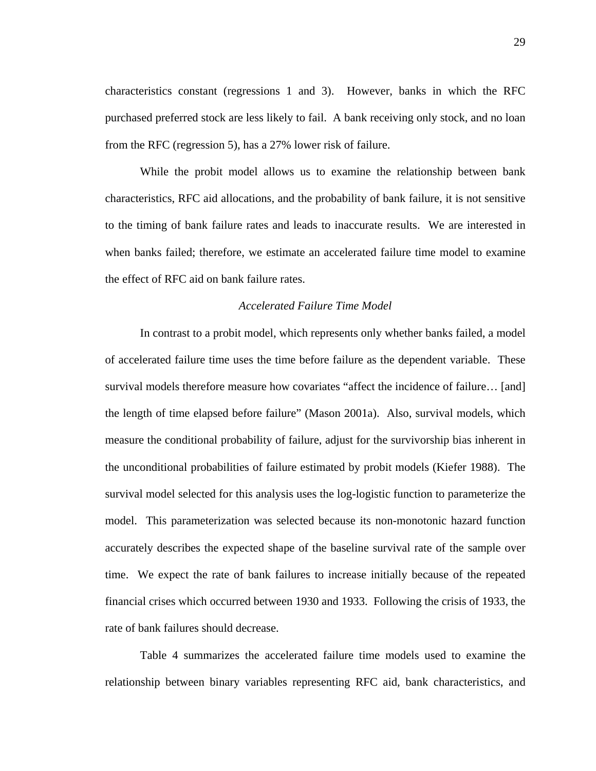characteristics constant (regressions 1 and 3). However, banks in which the RFC purchased preferred stock are less likely to fail. A bank receiving only stock, and no loan from the RFC (regression 5), has a 27% lower risk of failure.

While the probit model allows us to examine the relationship between bank characteristics, RFC aid allocations, and the probability of bank failure, it is not sensitive to the timing of bank failure rates and leads to inaccurate results. We are interested in when banks failed; therefore, we estimate an accelerated failure time model to examine the effect of RFC aid on bank failure rates.

### *Accelerated Failure Time Model*

In contrast to a probit model, which represents only whether banks failed, a model of accelerated failure time uses the time before failure as the dependent variable. These survival models therefore measure how covariates "affect the incidence of failure… [and] the length of time elapsed before failure" (Mason 2001a). Also, survival models, which measure the conditional probability of failure, adjust for the survivorship bias inherent in the unconditional probabilities of failure estimated by probit models (Kiefer 1988). The survival model selected for this analysis uses the log-logistic function to parameterize the model. This parameterization was selected because its non-monotonic hazard function accurately describes the expected shape of the baseline survival rate of the sample over time. We expect the rate of bank failures to increase initially because of the repeated financial crises which occurred between 1930 and 1933. Following the crisis of 1933, the rate of bank failures should decrease.

Table 4 summarizes the accelerated failure time models used to examine the relationship between binary variables representing RFC aid, bank characteristics, and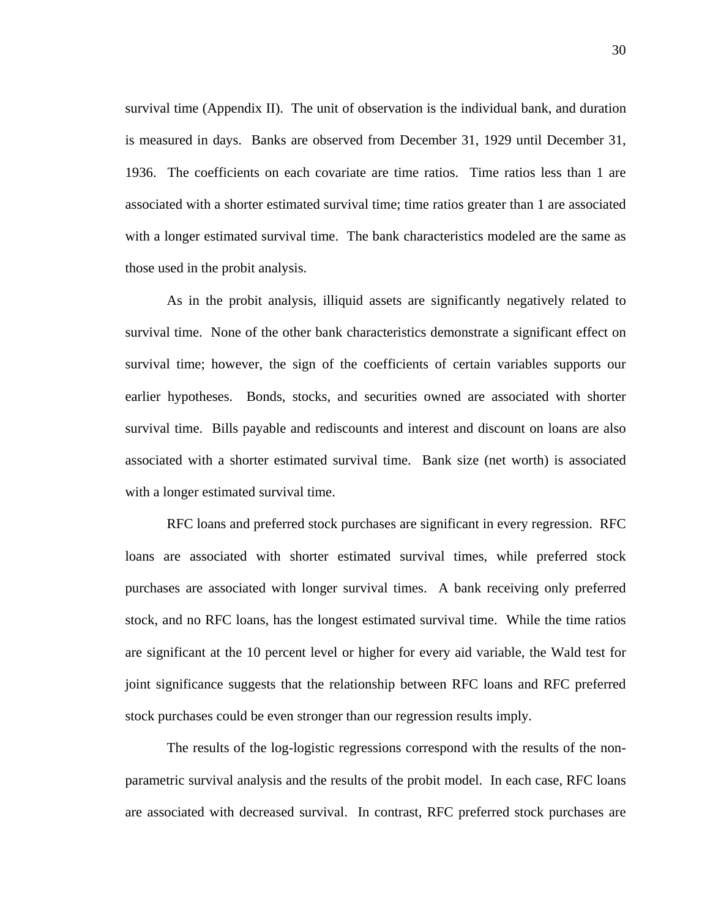survival time (Appendix II). The unit of observation is the individual bank, and duration is measured in days. Banks are observed from December 31, 1929 until December 31, 1936. The coefficients on each covariate are time ratios. Time ratios less than 1 are associated with a shorter estimated survival time; time ratios greater than 1 are associated with a longer estimated survival time. The bank characteristics modeled are the same as those used in the probit analysis.

As in the probit analysis, illiquid assets are significantly negatively related to survival time. None of the other bank characteristics demonstrate a significant effect on survival time; however, the sign of the coefficients of certain variables supports our earlier hypotheses. Bonds, stocks, and securities owned are associated with shorter survival time. Bills payable and rediscounts and interest and discount on loans are also associated with a shorter estimated survival time. Bank size (net worth) is associated with a longer estimated survival time.

RFC loans and preferred stock purchases are significant in every regression. RFC loans are associated with shorter estimated survival times, while preferred stock purchases are associated with longer survival times. A bank receiving only preferred stock, and no RFC loans, has the longest estimated survival time. While the time ratios are significant at the 10 percent level or higher for every aid variable, the Wald test for joint significance suggests that the relationship between RFC loans and RFC preferred stock purchases could be even stronger than our regression results imply.

The results of the log-logistic regressions correspond with the results of the non-parametric survival analysis and the results of the probit model. In each case, RFC loans are associated with decreased survival. In contrast, RFC preferred stock purchases are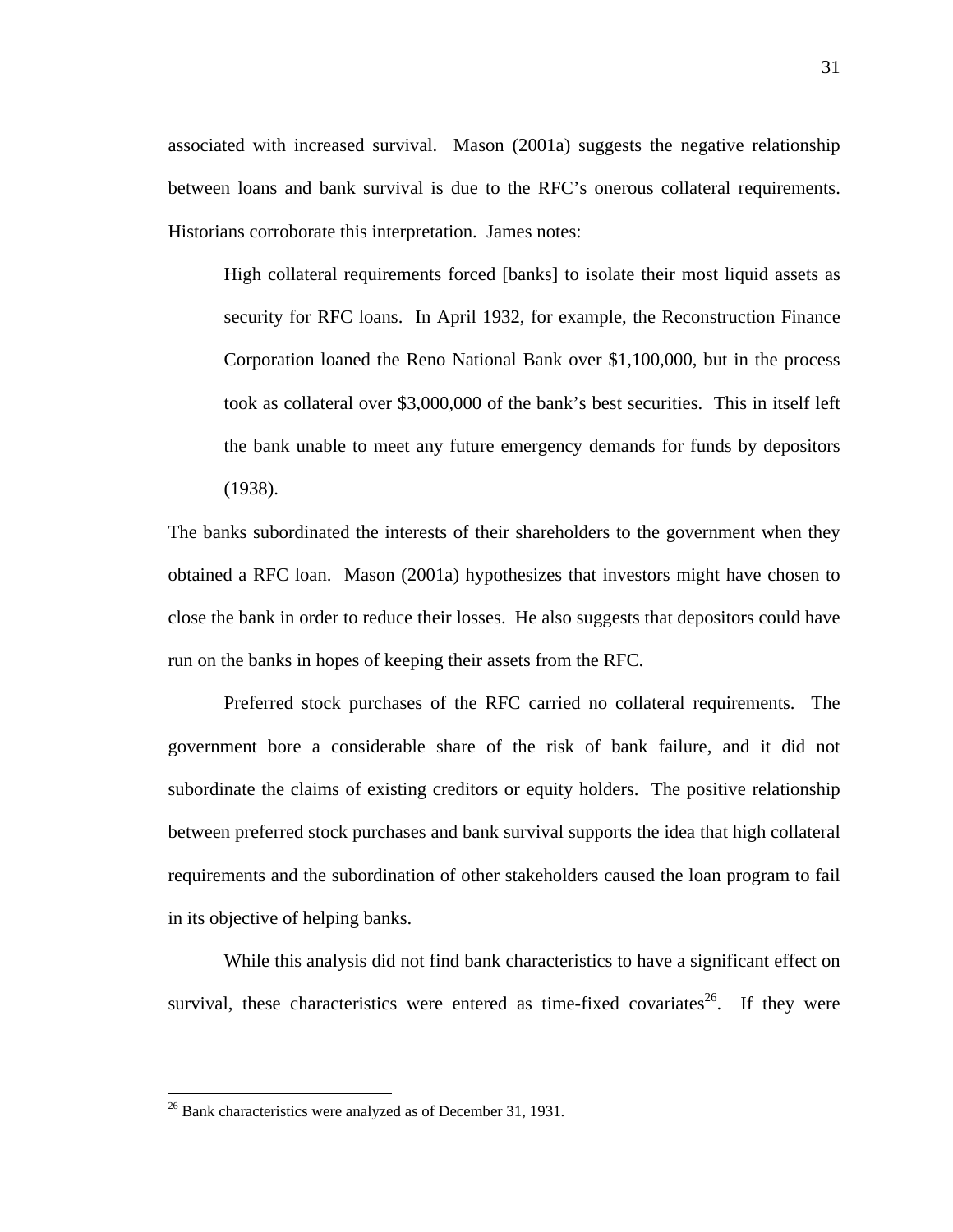associated with increased survival. Mason (2001a) suggests the negative relationship between loans and bank survival is due to the RFC's onerous collateral requirements. Historians corroborate this interpretation. James notes:

> High collateral requirements forced [banks] to isolate their most liquid assets as security for RFC loans. In April 1932, for example, the Reconstruction Finance Corporation loaned the Reno National Bank over $1,100,000, but in the process took as collateral over $3,000,000 of the bank's best securities. This in itself left the bank unable to meet any future emergency demands for funds by depositors (1938).

The banks subordinated the interests of their shareholders to the government when they obtained a RFC loan. Mason (2001a) hypothesizes that investors might have chosen to close the bank in order to reduce their losses. He also suggests that depositors could have run on the banks in hopes of keeping their assets from the RFC.

Preferred stock purchases of the RFC carried no collateral requirements. The government bore a considerable share of the risk of bank failure, and it did not subordinate the claims of existing creditors or equity holders. The positive relationship between preferred stock purchases and bank survival supports the idea that high collateral requirements and the subordination of other stakeholders caused the loan program to fail in its objective of helping banks.

While this analysis did not find bank characteristics to have a significant effect on survival, these characteristics were entered as time-fixed covariates[26]. If they were

[26] Bank characteristics were analyzed as of December 31, 1931.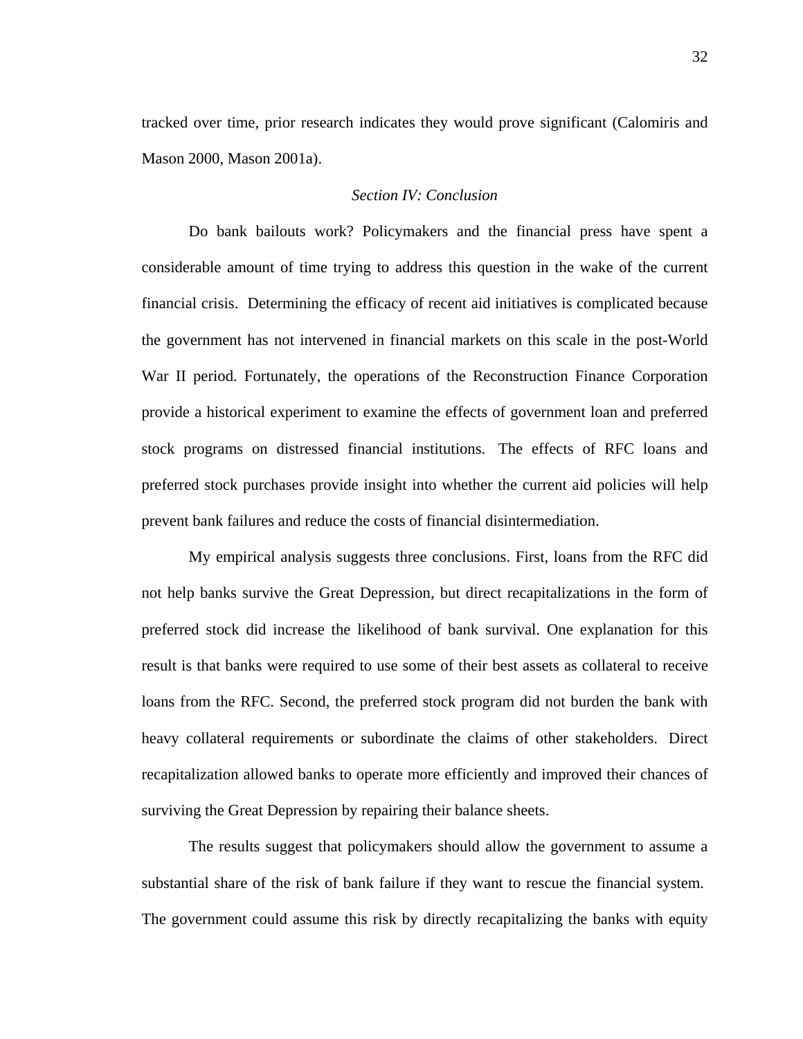tracked over time, prior research indicates they would prove significant (Calomiris and Mason 2000, Mason 2001a).

## *Section IV: Conclusion*

Do bank bailouts work? Policymakers and the financial press have spent a considerable amount of time trying to address this question in the wake of the current financial crisis. Determining the efficacy of recent aid initiatives is complicated because the government has not intervened in financial markets on this scale in the post-World War II period. Fortunately, the operations of the Reconstruction Finance Corporation provide a historical experiment to examine the effects of government loan and preferred stock programs on distressed financial institutions. The effects of RFC loans and preferred stock purchases provide insight into whether the current aid policies will help prevent bank failures and reduce the costs of financial disintermediation.

My empirical analysis suggests three conclusions. First, loans from the RFC did not help banks survive the Great Depression, but direct recapitalizations in the form of preferred stock did increase the likelihood of bank survival. One explanation for this result is that banks were required to use some of their best assets as collateral to receive loans from the RFC. Second, the preferred stock program did not burden the bank with heavy collateral requirements or subordinate the claims of other stakeholders. Direct recapitalization allowed banks to operate more efficiently and improved their chances of surviving the Great Depression by repairing their balance sheets.

The results suggest that policymakers should allow the government to assume a substantial share of the risk of bank failure if they want to rescue the financial system. The government could assume this risk by directly recapitalizing the banks with equity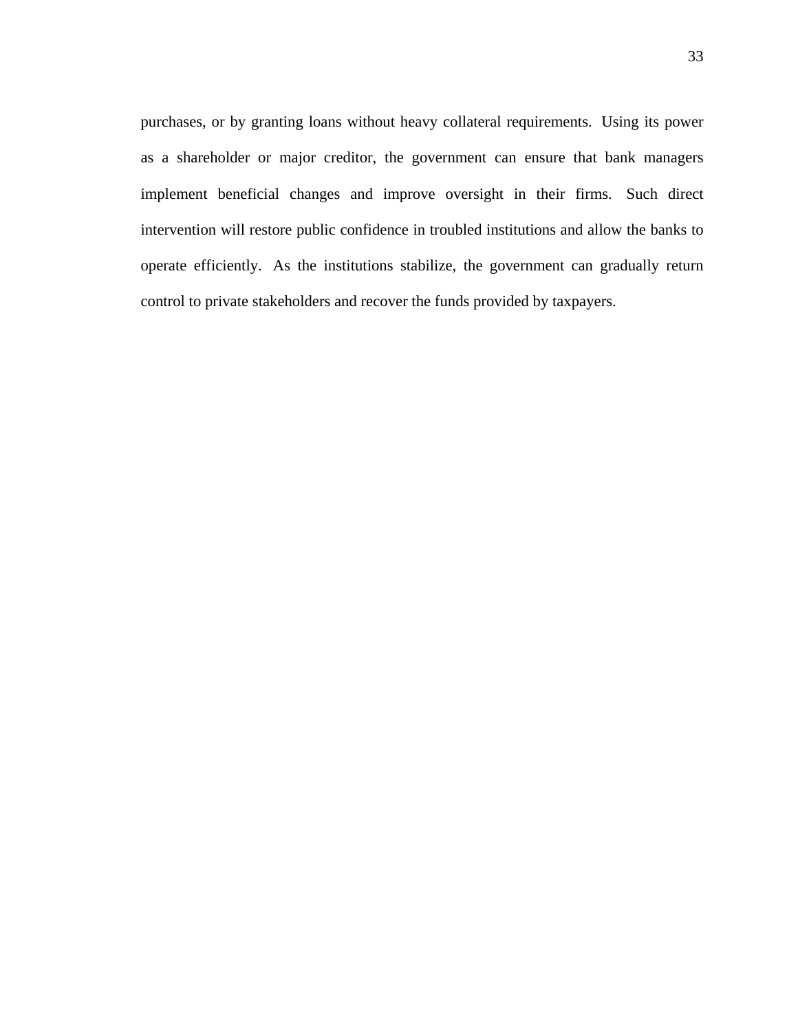purchases, or by granting loans without heavy collateral requirements. Using its power as a shareholder or major creditor, the government can ensure that bank managers implement beneficial changes and improve oversight in their firms. Such direct intervention will restore public confidence in troubled institutions and allow the banks to operate efficiently. As the institutions stabilize, the government can gradually return control to private stakeholders and recover the funds provided by taxpayers.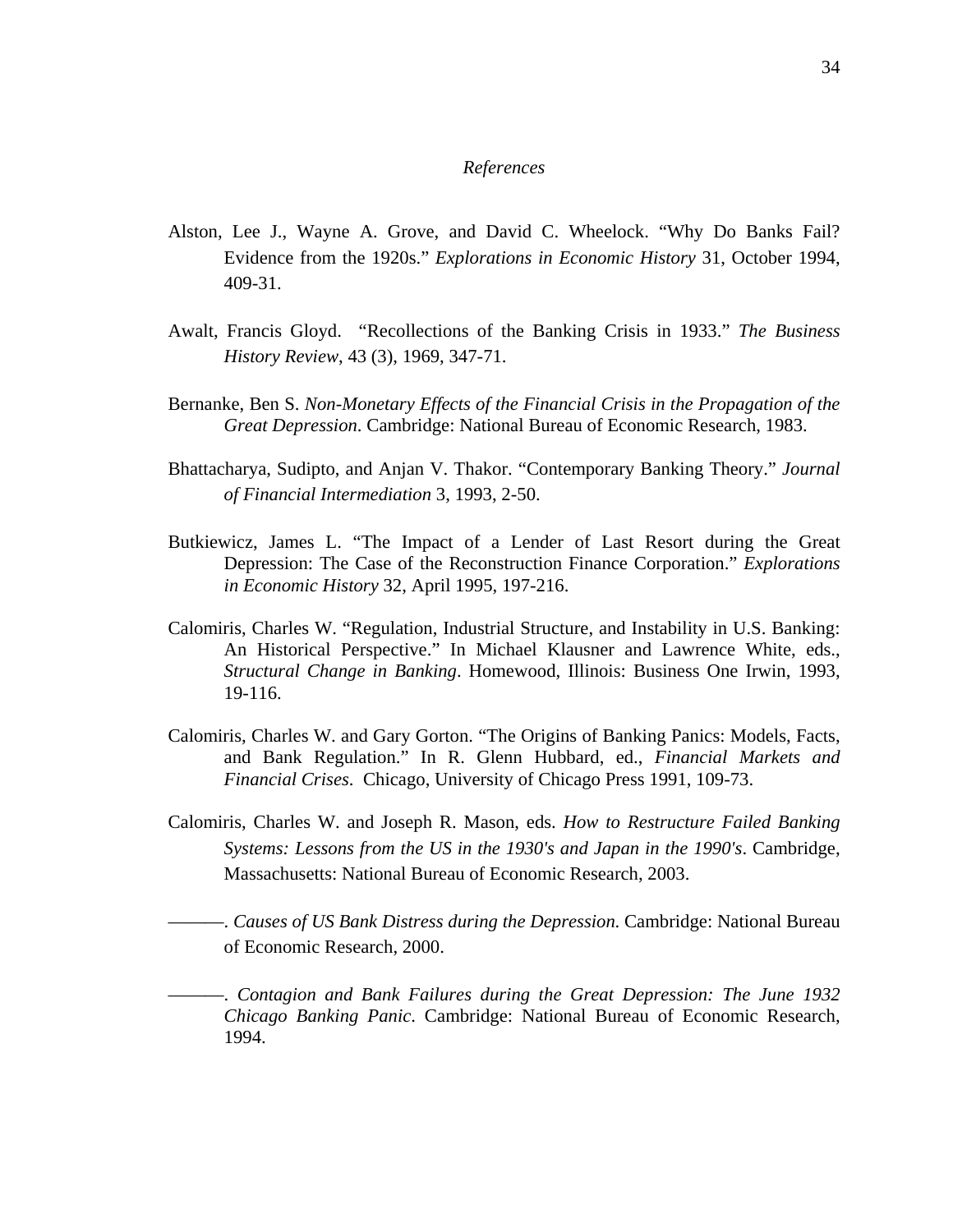## *References*

Alston, Lee J., Wayne A. Grove, and David C. Wheelock. "Why Do Banks Fail? Evidence from the 1920s." *Explorations in Economic History* 31, October 1994, 409-31.

Awalt, Francis Gloyd. "Recollections of the Banking Crisis in 1933." *The Business History Review*, 43 (3), 1969, 347-71.

Bernanke, Ben S. *Non-Monetary Effects of the Financial Crisis in the Propagation of the Great Depression*. Cambridge: National Bureau of Economic Research, 1983.

Bhattacharya, Sudipto, and Anjan V. Thakor. "Contemporary Banking Theory." *Journal of Financial Intermediation* 3, 1993, 2-50.

Butkiewicz, James L. "The Impact of a Lender of Last Resort during the Great Depression: The Case of the Reconstruction Finance Corporation." *Explorations in Economic History* 32, April 1995, 197-216.

Calomiris, Charles W. "Regulation, Industrial Structure, and Instability in U.S. Banking: An Historical Perspective." In Michael Klausner and Lawrence White, eds., *Structural Change in Banking*. Homewood, Illinois: Business One Irwin, 1993, 19-116.

Calomiris, Charles W. and Gary Gorton. "The Origins of Banking Panics: Models, Facts, and Bank Regulation." In R. Glenn Hubbard, ed., *Financial Markets and Financial Crises*. Chicago, University of Chicago Press 1991, 109-73.

Calomiris, Charles W. and Joseph R. Mason, eds. *How to Restructure Failed Banking Systems: Lessons from the US in the 1930's and Japan in the 1990's*. Cambridge, Massachusetts: National Bureau of Economic Research, 2003.

———. *Causes of US Bank Distress during the Depression*. Cambridge: National Bureau of Economic Research, 2000.

———. *Contagion and Bank Failures during the Great Depression: The June 1932 Chicago Banking Panic*. Cambridge: National Bureau of Economic Research, 1994.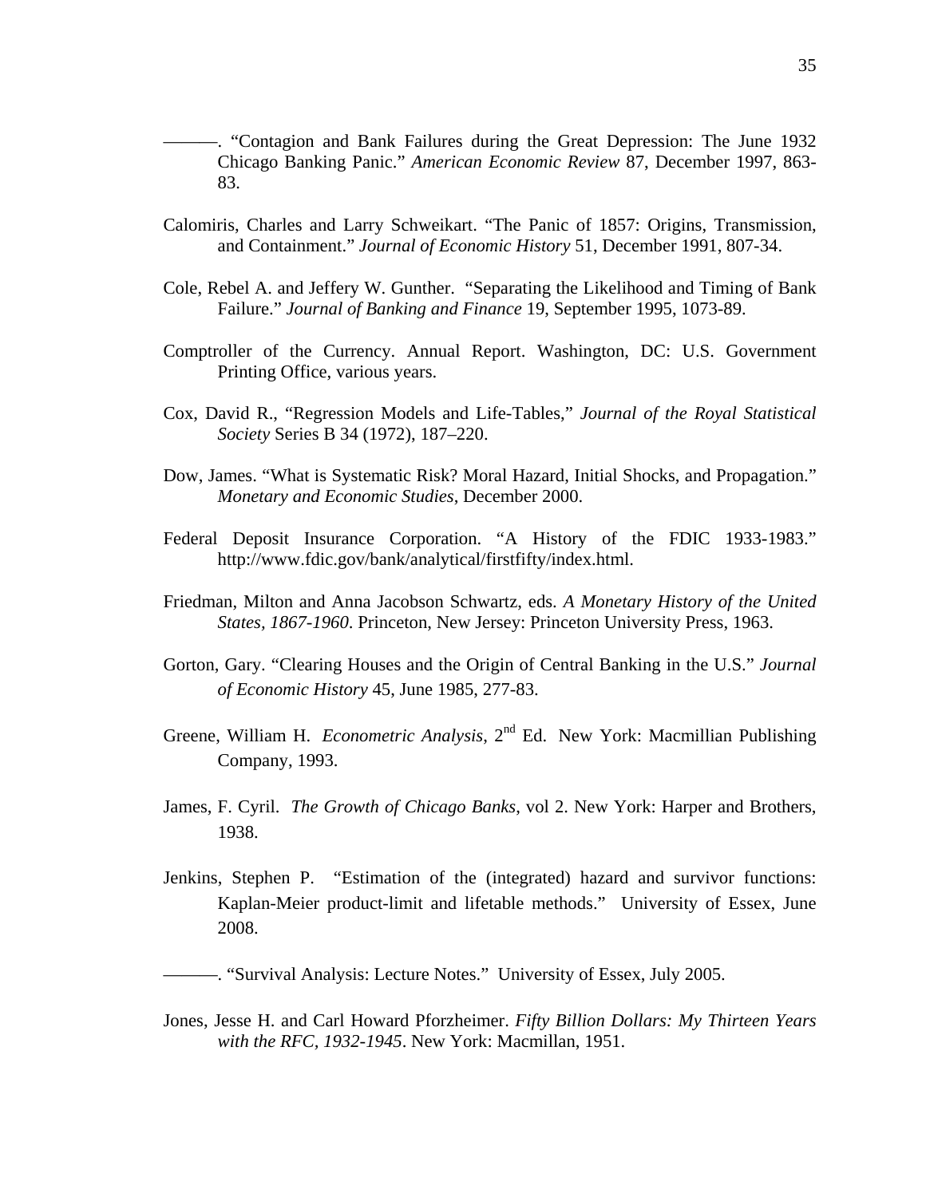———. "Contagion and Bank Failures during the Great Depression: The June 1932 Chicago Banking Panic." *American Economic Review* 87, December 1997, 863-83.

Calomiris, Charles and Larry Schweikart. "The Panic of 1857: Origins, Transmission, and Containment." *Journal of Economic History* 51, December 1991, 807-34.

Cole, Rebel A. and Jeffery W. Gunther. "Separating the Likelihood and Timing of Bank Failure." *Journal of Banking and Finance* 19, September 1995, 1073-89.

Comptroller of the Currency. Annual Report. Washington, DC: U.S. Government Printing Office, various years.

Cox, David R., "Regression Models and Life-Tables," *Journal of the Royal Statistical Society* Series B 34 (1972), 187–220.

Dow, James. "What is Systematic Risk? Moral Hazard, Initial Shocks, and Propagation." *Monetary and Economic Studies*, December 2000.

Federal Deposit Insurance Corporation. "A History of the FDIC 1933-1983." http://www.fdic.gov/bank/analytical/firstfifty/index.html.

Friedman, Milton and Anna Jacobson Schwartz, eds. *A Monetary History of the United States, 1867-1960*. Princeton, New Jersey: Princeton University Press, 1963.

Gorton, Gary. "Clearing Houses and the Origin of Central Banking in the U.S." *Journal of Economic History* 45, June 1985, 277-83.

Greene, William H. *Econometric Analysis*, 2nd Ed. New York: Macmillian Publishing Company, 1993.

James, F. Cyril. *The Growth of Chicago Banks*, vol 2. New York: Harper and Brothers, 1938.

Jenkins, Stephen P. "Estimation of the (integrated) hazard and survivor functions: Kaplan-Meier product-limit and lifetable methods." University of Essex, June 2008.

———. "Survival Analysis: Lecture Notes." University of Essex, July 2005.

Jones, Jesse H. and Carl Howard Pforzheimer. *Fifty Billion Dollars: My Thirteen Years with the RFC, 1932-1945*. New York: Macmillan, 1951.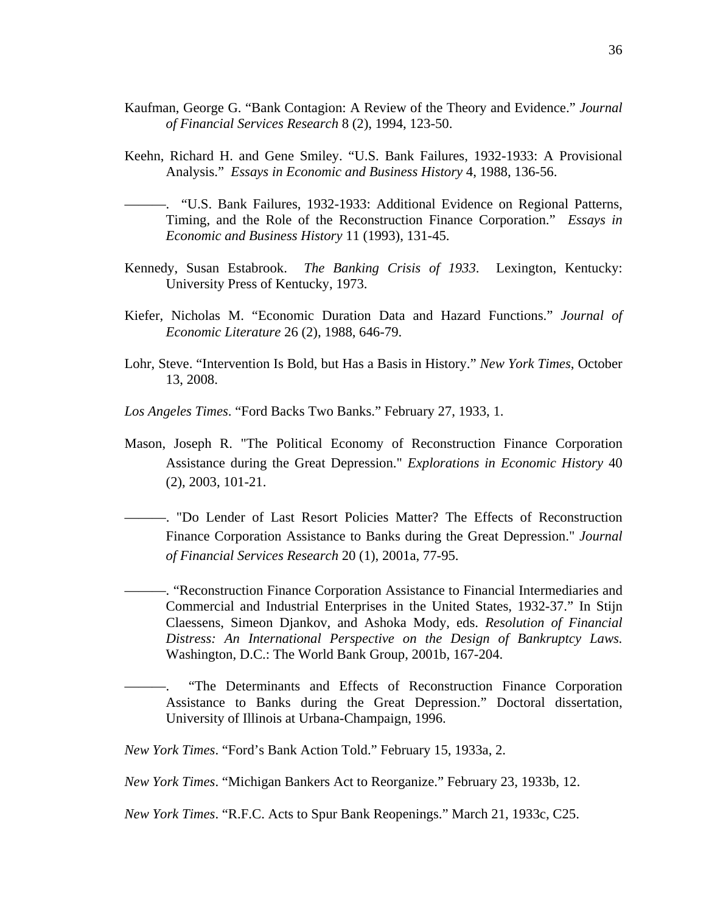Kaufman, George G. "Bank Contagion: A Review of the Theory and Evidence." *Journal of Financial Services Research* 8 (2), 1994, 123-50.

Keehn, Richard H. and Gene Smiley. "U.S. Bank Failures, 1932-1933: A Provisional Analysis." *Essays in Economic and Business History* 4, 1988, 136-56.

———. "U.S. Bank Failures, 1932-1933: Additional Evidence on Regional Patterns, Timing, and the Role of the Reconstruction Finance Corporation." *Essays in Economic and Business History* 11 (1993), 131-45.

Kennedy, Susan Estabrook. *The Banking Crisis of 1933*. Lexington, Kentucky: University Press of Kentucky, 1973.

Kiefer, Nicholas M. "Economic Duration Data and Hazard Functions." *Journal of Economic Literature* 26 (2), 1988, 646-79.

Lohr, Steve. "Intervention Is Bold, but Has a Basis in History." *New York Times*, October 13, 2008.

*Los Angeles Times*. "Ford Backs Two Banks." February 27, 1933, 1.

Mason, Joseph R. "The Political Economy of Reconstruction Finance Corporation Assistance during the Great Depression." *Explorations in Economic History* 40 (2), 2003, 101-21.

———. "Do Lender of Last Resort Policies Matter? The Effects of Reconstruction Finance Corporation Assistance to Banks during the Great Depression." *Journal of Financial Services Research* 20 (1), 2001a, 77-95.

———. "Reconstruction Finance Corporation Assistance to Financial Intermediaries and Commercial and Industrial Enterprises in the United States, 1932-37." In Stijn Claessens, Simeon Djankov, and Ashoka Mody, eds. *Resolution of Financial Distress: An International Perspective on the Design of Bankruptcy Laws.* Washington, D.C.: The World Bank Group, 2001b, 167-204.

———. "The Determinants and Effects of Reconstruction Finance Corporation Assistance to Banks during the Great Depression." Doctoral dissertation, University of Illinois at Urbana-Champaign, 1996.

*New York Times*. "Ford's Bank Action Told." February 15, 1933a, 2.

*New York Times*. "Michigan Bankers Act to Reorganize." February 23, 1933b, 12.

*New York Times*. "R.F.C. Acts to Spur Bank Reopenings." March 21, 1933c, C25.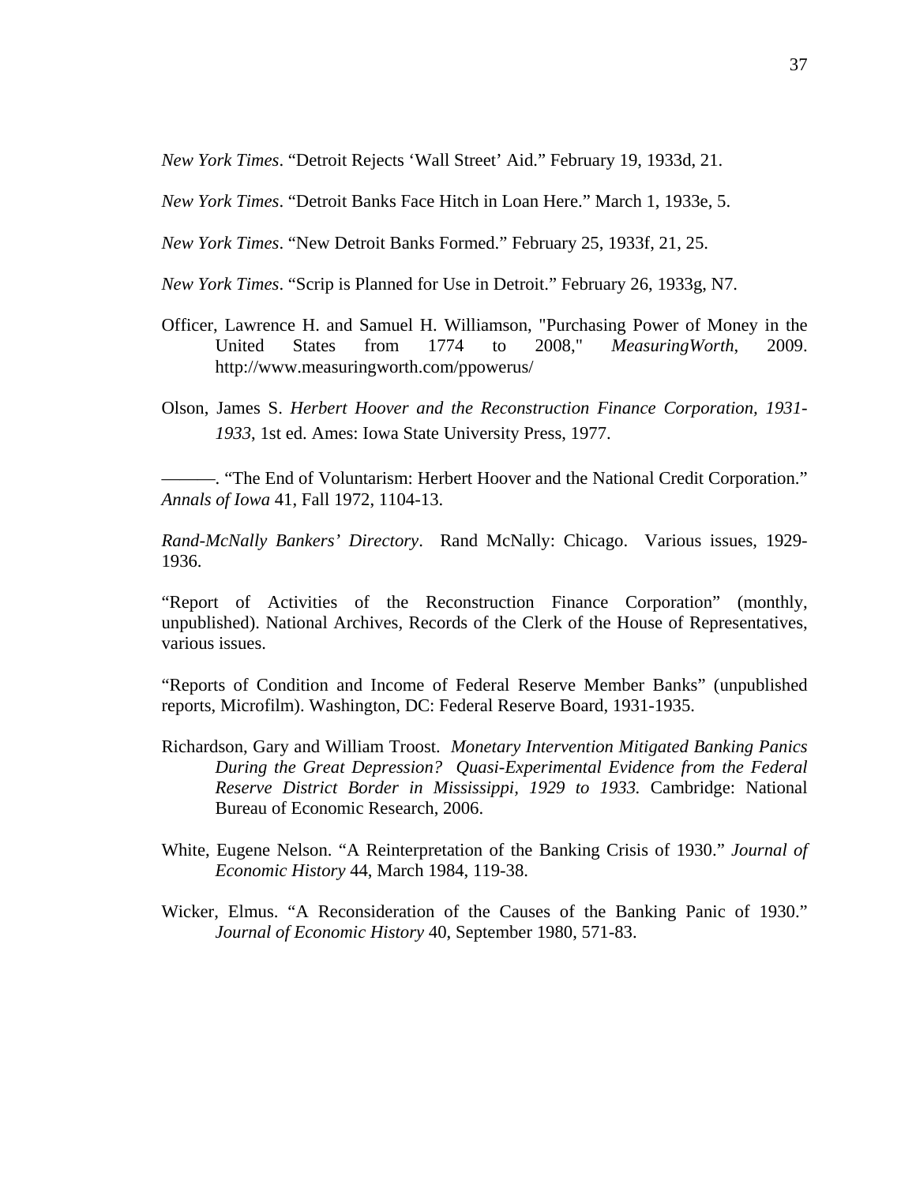*New York Times*. "Detroit Rejects 'Wall Street' Aid." February 19, 1933d, 21.

*New York Times*. "Detroit Banks Face Hitch in Loan Here." March 1, 1933e, 5.

*New York Times*. "New Detroit Banks Formed." February 25, 1933f, 21, 25.

*New York Times*. "Scrip is Planned for Use in Detroit." February 26, 1933g, N7.

Officer, Lawrence H. and Samuel H. Williamson, "Purchasing Power of Money in the United States from 1774 to 2008," *MeasuringWorth*, 2009. http://www.measuringworth.com/ppowerus/

Olson, James S. *Herbert Hoover and the Reconstruction Finance Corporation, 1931-1933*, 1st ed. Ames: Iowa State University Press, 1977.

———. "The End of Voluntarism: Herbert Hoover and the National Credit Corporation." *Annals of Iowa* 41, Fall 1972, 1104-13.

*Rand-McNally Bankers' Directory*. Rand McNally: Chicago. Various issues, 1929-1936.

"Report of Activities of the Reconstruction Finance Corporation" (monthly, unpublished). National Archives, Records of the Clerk of the House of Representatives, various issues.

"Reports of Condition and Income of Federal Reserve Member Banks" (unpublished reports, Microfilm). Washington, DC: Federal Reserve Board, 1931-1935.

Richardson, Gary and William Troost. *Monetary Intervention Mitigated Banking Panics During the Great Depression? Quasi-Experimental Evidence from the Federal Reserve District Border in Mississippi, 1929 to 1933.* Cambridge: National Bureau of Economic Research, 2006.

White, Eugene Nelson. "A Reinterpretation of the Banking Crisis of 1930." *Journal of Economic History* 44, March 1984, 119-38.

Wicker, Elmus. "A Reconsideration of the Causes of the Banking Panic of 1930." *Journal of Economic History* 40, September 1980, 571-83.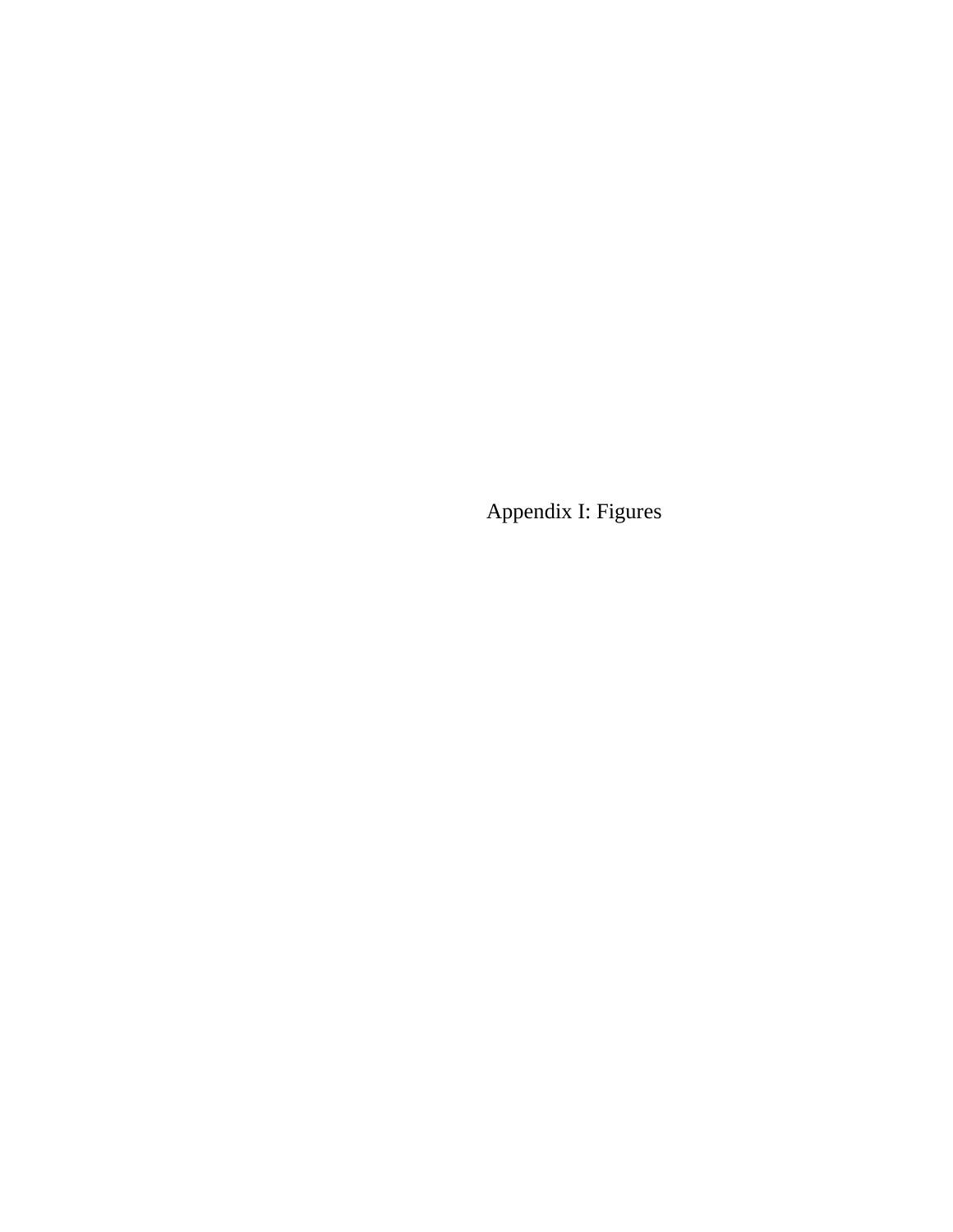# Appendix I: Figures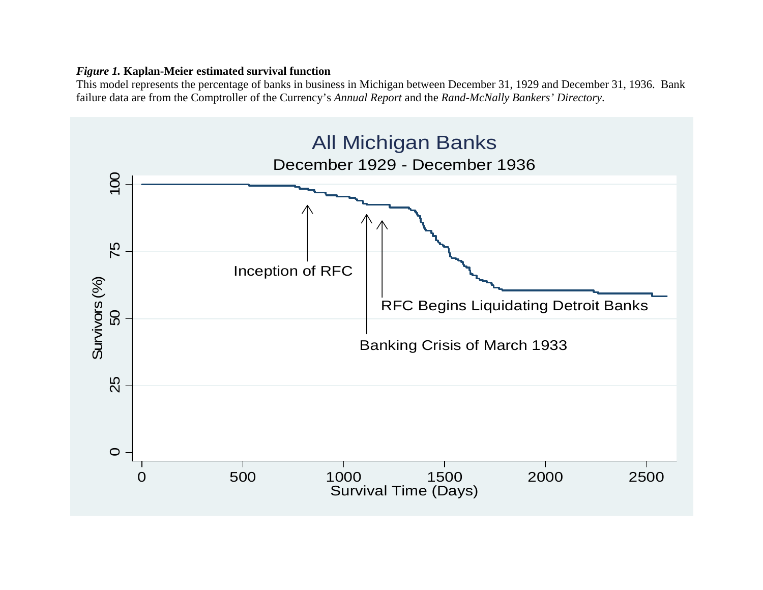***Figure 1.*** **Kaplan-Meier estimated survival function**

This model represents the percentage of banks in business in Michigan between December 31, 1929 and December 31, 1936. Bank failure data are from the Comptroller of the Currency's *Annual Report* and the *Rand-McNally Bankers' Directory*.

All Michigan Banks

December 1929 - December 1936

Survivors (%)

Survival Time (Days)

Inception of RFC

RFC Begins Liquidating Detroit Banks

Banking Crisis of March 1933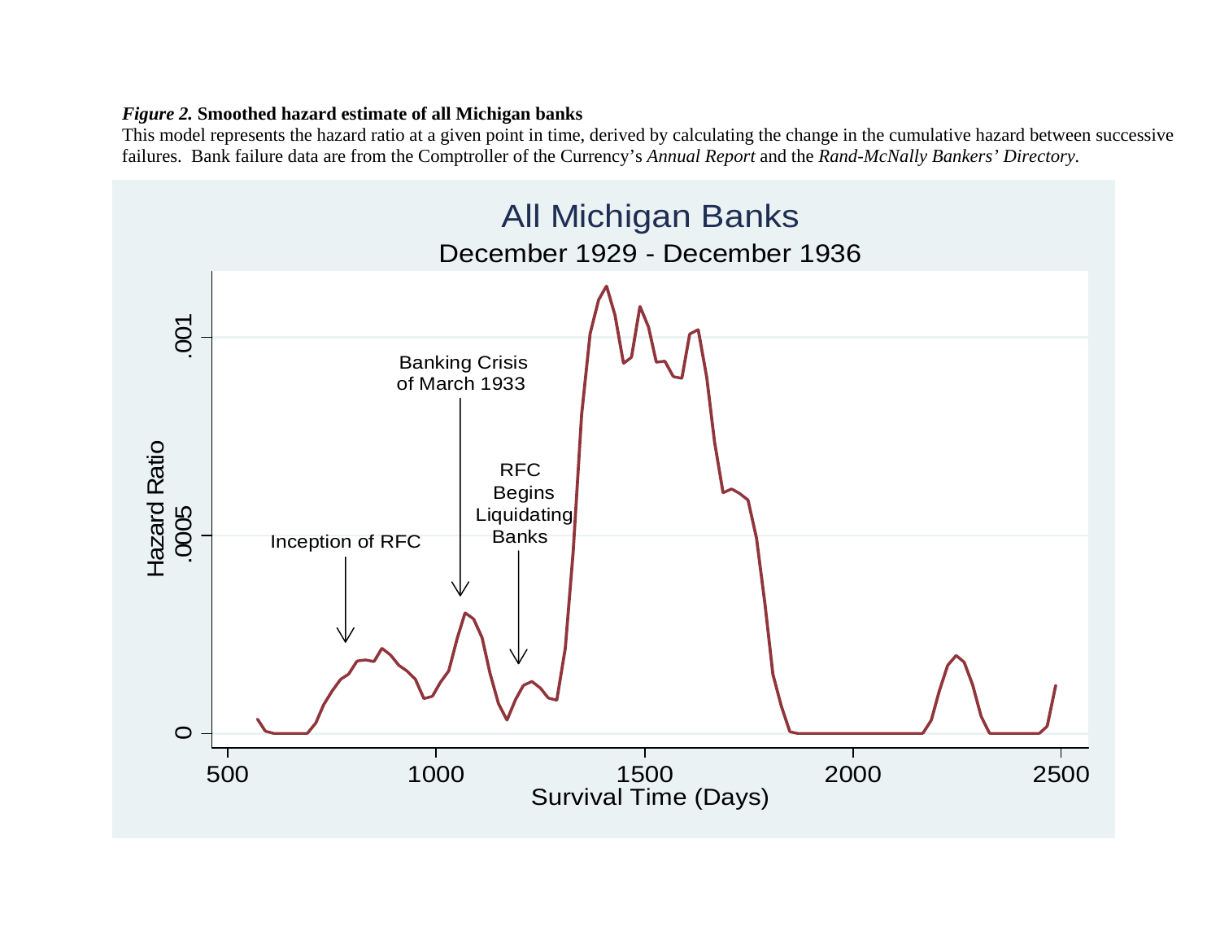*Figure 2.* **Smoothed hazard estimate of all Michigan banks**

This model represents the hazard ratio at a given point in time, derived by calculating the change in the cumulative hazard between successive failures. Bank failure data are from the Comptroller of the Currency's *Annual Report* and the *Rand-McNally Bankers' Directory*.

All Michigan Banks

December 1929 - December 1936

Hazard Ratio

Survival Time (Days)

Inception of RFC

Banking Crisis of March 1933

RFC Begins Liquidating Banks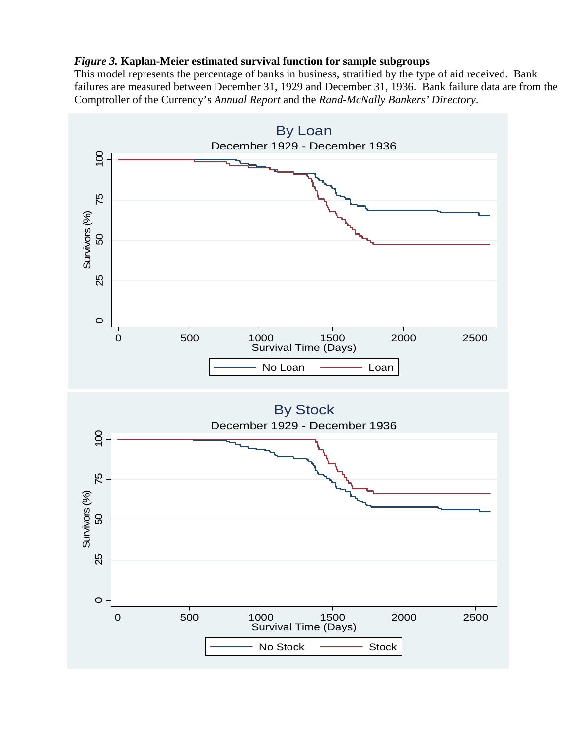***Figure 3.* Kaplan-Meier estimated survival function for sample subgroups**

This model represents the percentage of banks in business, stratified by the type of aid received. Bank failures are measured between December 31, 1929 and December 31, 1936. Bank failure data are from the Comptroller of the Currency's *Annual Report* and the *Rand-McNally Bankers' Directory*.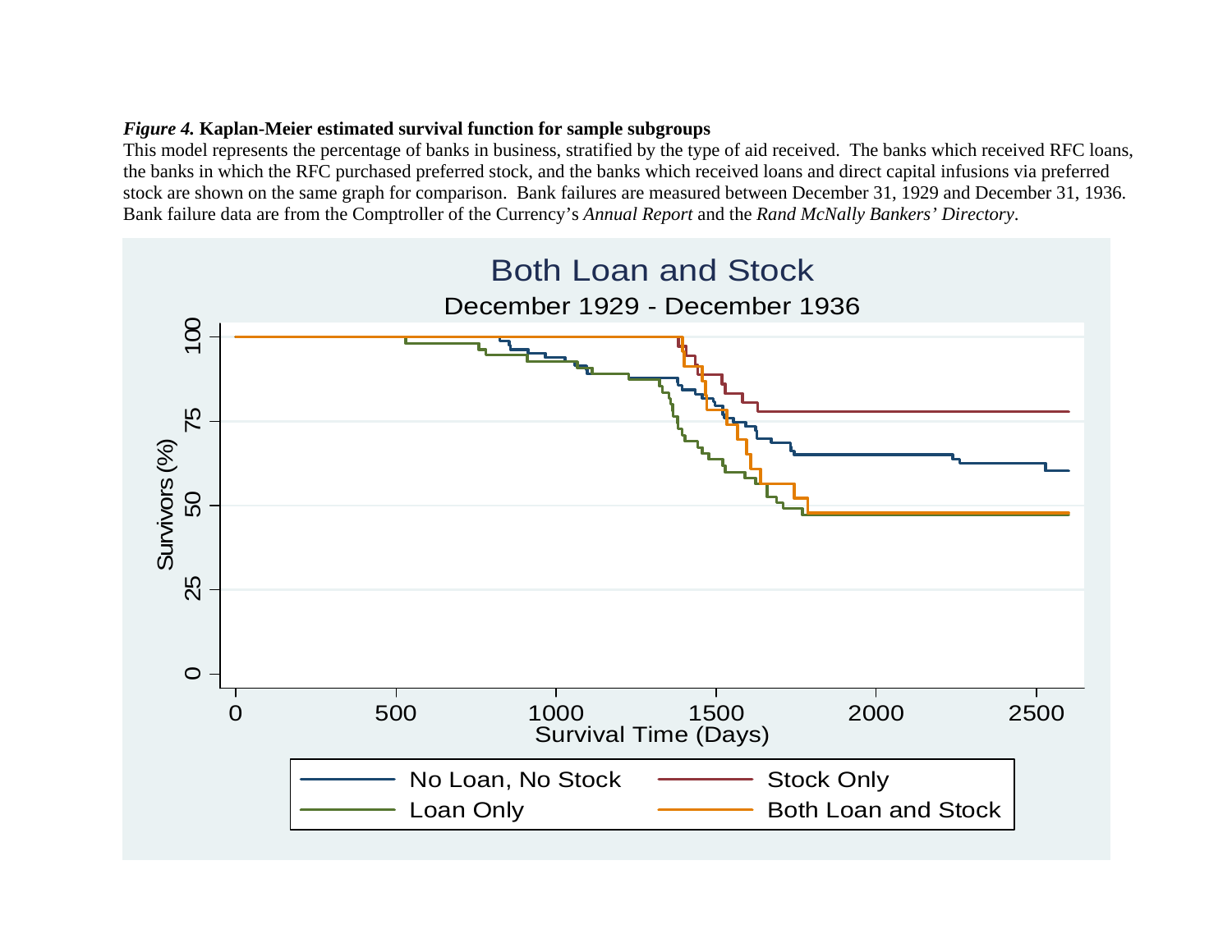***Figure 4.*** **Kaplan-Meier estimated survival function for sample subgroups**

This model represents the percentage of banks in business, stratified by the type of aid received. The banks which received RFC loans, the banks in which the RFC purchased preferred stock, and the banks which received loans and direct capital infusions via preferred stock are shown on the same graph for comparison. Bank failures are measured between December 31, 1929 and December 31, 1936. Bank failure data are from the Comptroller of the Currency's *Annual Report* and the *Rand McNally Bankers' Directory*.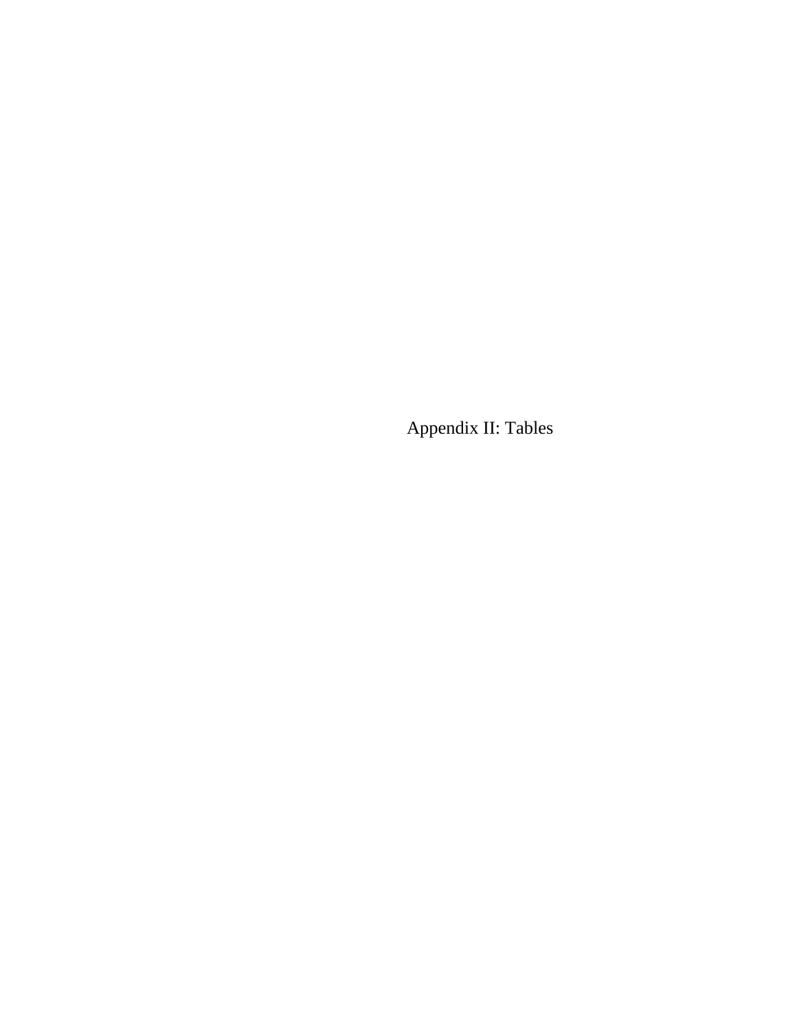# Appendix II: Tables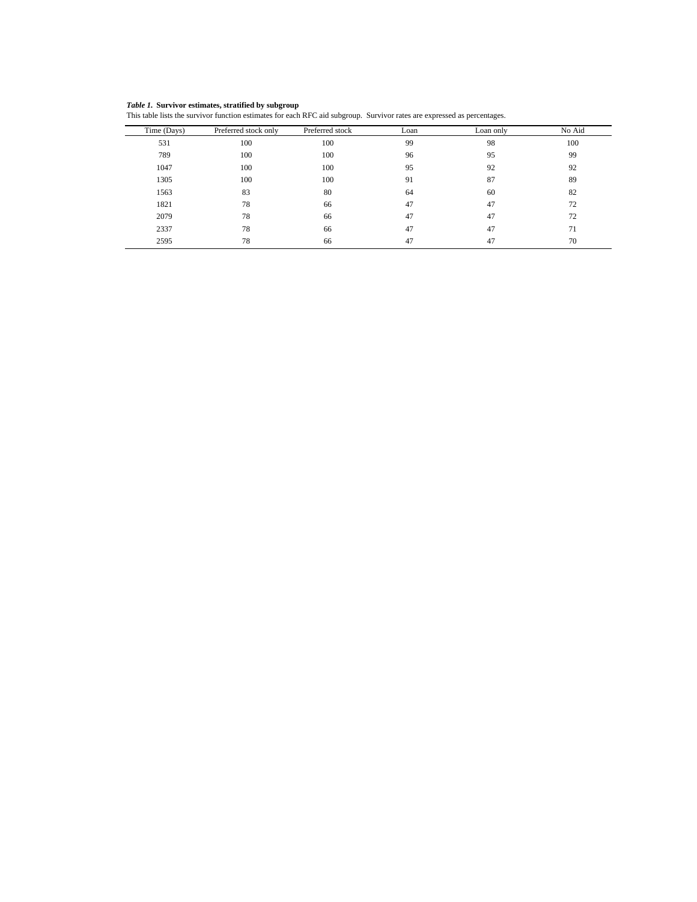***Table 1.*** **Survivor estimates, stratified by subgroup**

This table lists the survivor function estimates for each RFC aid subgroup. Survivor rates are expressed as percentages.

| Time (Days) | Preferred stock only | Preferred stock | Loan | Loan only | No Aid |
|---|---|---|---|---|---|
| 531 | 100 | 100 | 99 | 98 | 100 |
| 789 | 100 | 100 | 96 | 95 | 99 |
| 1047 | 100 | 100 | 95 | 92 | 92 |
| 1305 | 100 | 100 | 91 | 87 | 89 |
| 1563 | 83 | 80 | 64 | 60 | 82 |
| 1821 | 78 | 66 | 47 | 47 | 72 |
| 2079 | 78 | 66 | 47 | 47 | 72 |
| 2337 | 78 | 66 | 47 | 47 | 71 |
| 2595 | 78 | 66 | 47 | 47 | 70 |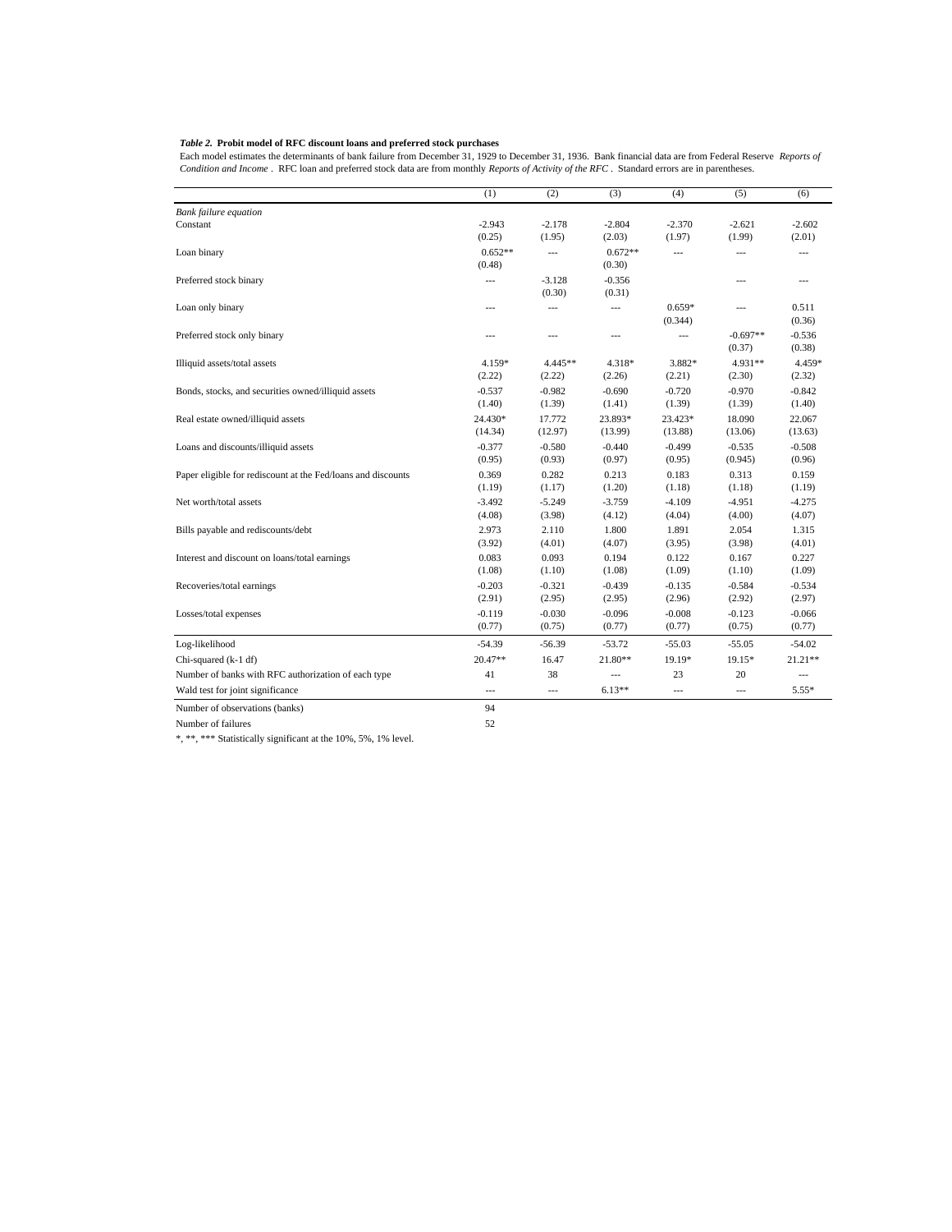***Table 2.* Probit model of RFC discount loans and preferred stock purchases**

Each model estimates the determinants of bank failure from December 31, 1929 to December 31, 1936. Bank financial data are from Federal Reserve *Reports of Condition and Income*. RFC loan and preferred stock data are from monthly *Reports of Activity of the RFC*. Standard errors are in parentheses.

| | (1) | (2) | (3) | (4) | (5) | (6) |
|---|---|---|---|---|---|---|
| *Bank failure equation* | | | | | | |
| Constant | -2.943 | -2.178 | -2.804 | -2.370 | -2.621 | -2.602 |
| | (0.25) | (1.95) | (2.03) | (1.97) | (1.99) | (2.01) |
| Loan binary | 0.652** | --- | 0.672** | --- | --- | --- |
| | (0.48) | | (0.30) | | | |
| Preferred stock binary | --- | -3.128 | -0.356 | | --- | --- |
| | | (0.30) | (0.31) | | | |
| Loan only binary | --- | --- | --- | 0.659* | --- | 0.511 |
| | | | | (0.344) | | (0.36) |
| Preferred stock only binary | --- | --- | --- | --- | -0.697** | -0.536 |
| | | | | | (0.37) | (0.38) |
| Illiquid assets/total assets | 4.159* | 4.445** | 4.318* | 3.882* | 4.931** | 4.459* |
| | (2.22) | (2.22) | (2.26) | (2.21) | (2.30) | (2.32) |
| Bonds, stocks, and securities owned/illiquid assets | -0.537 | -0.982 | -0.690 | -0.720 | -0.970 | -0.842 |
| | (1.40) | (1.39) | (1.41) | (1.39) | (1.39) | (1.40) |
| Real estate owned/illiquid assets | 24.430* | 17.772 | 23.893* | 23.423* | 18.090 | 22.067 |
| | (14.34) | (12.97) | (13.99) | (13.88) | (13.06) | (13.63) |
| Loans and discounts/illiquid assets | -0.377 | -0.580 | -0.440 | -0.499 | -0.535 | -0.508 |
| | (0.95) | (0.93) | (0.97) | (0.95) | (0.945) | (0.96) |
| Paper eligible for rediscount at the Fed/loans and discounts | 0.369 | 0.282 | 0.213 | 0.183 | 0.313 | 0.159 |
| | (1.19) | (1.17) | (1.20) | (1.18) | (1.18) | (1.19) |
| Net worth/total assets | -3.492 | -5.249 | -3.759 | -4.109 | -4.951 | -4.275 |
| | (4.08) | (3.98) | (4.12) | (4.04) | (4.00) | (4.07) |
| Bills payable and rediscounts/debt | 2.973 | 2.110 | 1.800 | 1.891 | 2.054 | 1.315 |
| | (3.92) | (4.01) | (4.07) | (3.95) | (3.98) | (4.01) |
| Interest and discount on loans/total earnings | 0.083 | 0.093 | 0.194 | 0.122 | 0.167 | 0.227 |
| | (1.08) | (1.10) | (1.08) | (1.09) | (1.10) | (1.09) |
| Recoveries/total earnings | -0.203 | -0.321 | -0.439 | -0.135 | -0.584 | -0.534 |
| | (2.91) | (2.95) | (2.95) | (2.96) | (2.92) | (2.97) |
| Losses/total expenses | -0.119 | -0.030 | -0.096 | -0.008 | -0.123 | -0.066 |
| | (0.77) | (0.75) | (0.77) | (0.77) | (0.75) | (0.77) |
| Log-likelihood | -54.39 | -56.39 | -53.72 | -55.03 | -55.05 | -54.02 |
| Chi-squared (k-1 df) | 20.47** | 16.47 | 21.80** | 19.19* | 19.15* | 21.21** |
| Number of banks with RFC authorization of each type | 41 | 38 | --- | 23 | 20 | --- |
| Wald test for joint significance | --- | --- | 6.13** | --- | --- | 5.55* |
| Number of observations (banks) | 94 | | | | | |
| Number of failures | 52 | | | | | |

*, **, *** Statistically significant at the 10%, 5%, 1% level.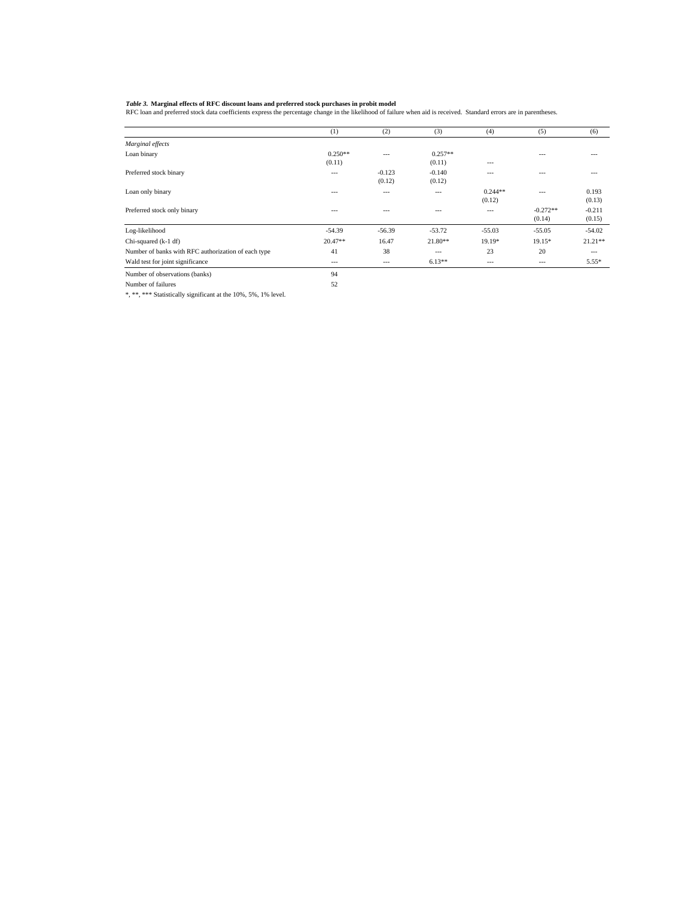***Table 3.* Marginal effects of RFC discount loans and preferred stock purchases in probit model**

RFC loan and preferred stock data coefficients express the percentage change in the likelihood of failure when aid is received. Standard errors are in parentheses.

| | (1) | (2) | (3) | (4) | (5) | (6) |
|---|---|---|---|---|---|---|
| *Marginal effects* | | | | | | |
| Loan binary | 0.250** (0.11) | --- | 0.257** (0.11) | --- | --- | --- |
| Preferred stock binary | --- | -0.123 (0.12) | -0.140 (0.12) | --- | --- | --- |
| Loan only binary | --- | --- | --- | 0.244** (0.12) | --- | 0.193 (0.13) |
| Preferred stock only binary | --- | --- | --- | --- | -0.272** (0.14) | -0.211 (0.15) |
| Log-likelihood | -54.39 | -56.39 | -53.72 | -55.03 | -55.05 | -54.02 |
| Chi-squared (k-1 df) | 20.47** | 16.47 | 21.80** | 19.19* | 19.15* | 21.21** |
| Number of banks with RFC authorization of each type | 41 | 38 | --- | 23 | 20 | --- |
| Wald test for joint significance | --- | --- | 6.13** | --- | --- | 5.55* |
| Number of observations (banks) | 94 | | | | | |
| Number of failures | 52 | | | | | |

*, **, *** Statistically significant at the 10%, 5%, 1% level.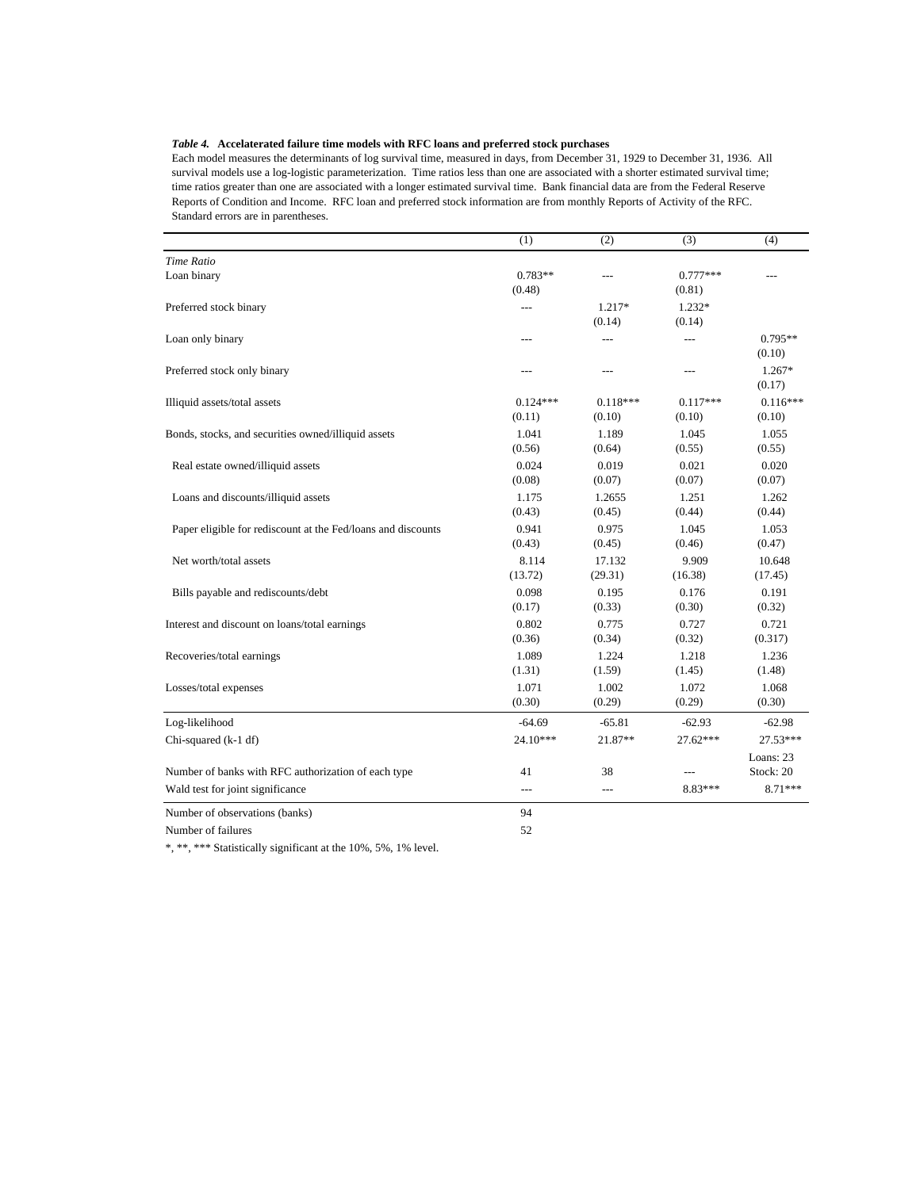***Table 4.*** **Accelaterated failure time models with RFC loans and preferred stock purchases**

Each model measures the determinants of log survival time, measured in days, from December 31, 1929 to December 31, 1936. All survival models use a log-logistic parameterization. Time ratios less than one are associated with a shorter estimated survival time; time ratios greater than one are associated with a longer estimated survival time. Bank financial data are from the Federal Reserve Reports of Condition and Income. RFC loan and preferred stock information are from monthly Reports of Activity of the RFC. Standard errors are in parentheses.

| | (1) | (2) | (3) | (4) |
|---|---|---|---|---|
| *Time Ratio* | | | | |
| Loan binary | 0.783** | --- | 0.777*** | --- |
| | (0.48) | | (0.81) | |
| Preferred stock binary | --- | 1.217* | 1.232* | |
| | | (0.14) | (0.14) | |
| Loan only binary | --- | --- | --- | 0.795** |
| | | | | (0.10) |
| Preferred stock only binary | --- | --- | --- | 1.267* |
| | | | | (0.17) |
| Illiquid assets/total assets | 0.124*** | 0.118*** | 0.117*** | 0.116*** |
| | (0.11) | (0.10) | (0.10) | (0.10) |
| Bonds, stocks, and securities owned/illiquid assets | 1.041 | 1.189 | 1.045 | 1.055 |
| | (0.56) | (0.64) | (0.55) | (0.55) |
| Real estate owned/illiquid assets | 0.024 | 0.019 | 0.021 | 0.020 |
| | (0.08) | (0.07) | (0.07) | (0.07) |
| Loans and discounts/illiquid assets | 1.175 | 1.2655 | 1.251 | 1.262 |
| | (0.43) | (0.45) | (0.44) | (0.44) |
| Paper eligible for rediscount at the Fed/loans and discounts | 0.941 | 0.975 | 1.045 | 1.053 |
| | (0.43) | (0.45) | (0.46) | (0.47) |
| Net worth/total assets | 8.114 | 17.132 | 9.909 | 10.648 |
| | (13.72) | (29.31) | (16.38) | (17.45) |
| Bills payable and rediscounts/debt | 0.098 | 0.195 | 0.176 | 0.191 |
| | (0.17) | (0.33) | (0.30) | (0.32) |
| Interest and discount on loans/total earnings | 0.802 | 0.775 | 0.727 | 0.721 |
| | (0.36) | (0.34) | (0.32) | (0.317) |
| Recoveries/total earnings | 1.089 | 1.224 | 1.218 | 1.236 |
| | (1.31) | (1.59) | (1.45) | (1.48) |
| Losses/total expenses | 1.071 | 1.002 | 1.072 | 1.068 |
| | (0.30) | (0.29) | (0.29) | (0.30) |
| Log-likelihood | -64.69 | -65.81 | -62.93 | -62.98 |
| Chi-squared (k-1 df) | 24.10*** | 21.87** | 27.62*** | 27.53*** |
| Number of banks with RFC authorization of each type | 41 | 38 | --- | Loans: 23 Stock: 20 |
| Wald test for joint significance | --- | --- | 8.83*** | 8.71*** |
| Number of observations (banks) | 94 | | | |
| Number of failures | 52 | | | |

*, **, *** Statistically significant at the 10%, 5%, 1% level.